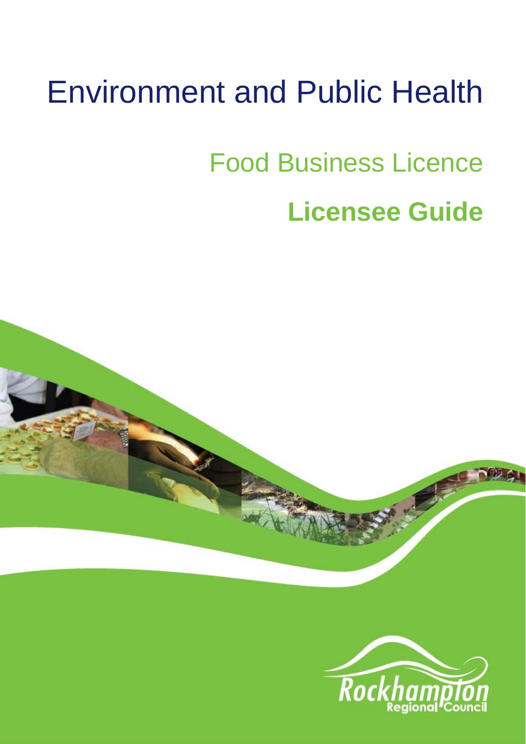# Environment and Public Health

## Food Business Licence

## **Licensee Guide**

Rockhampton Regional Council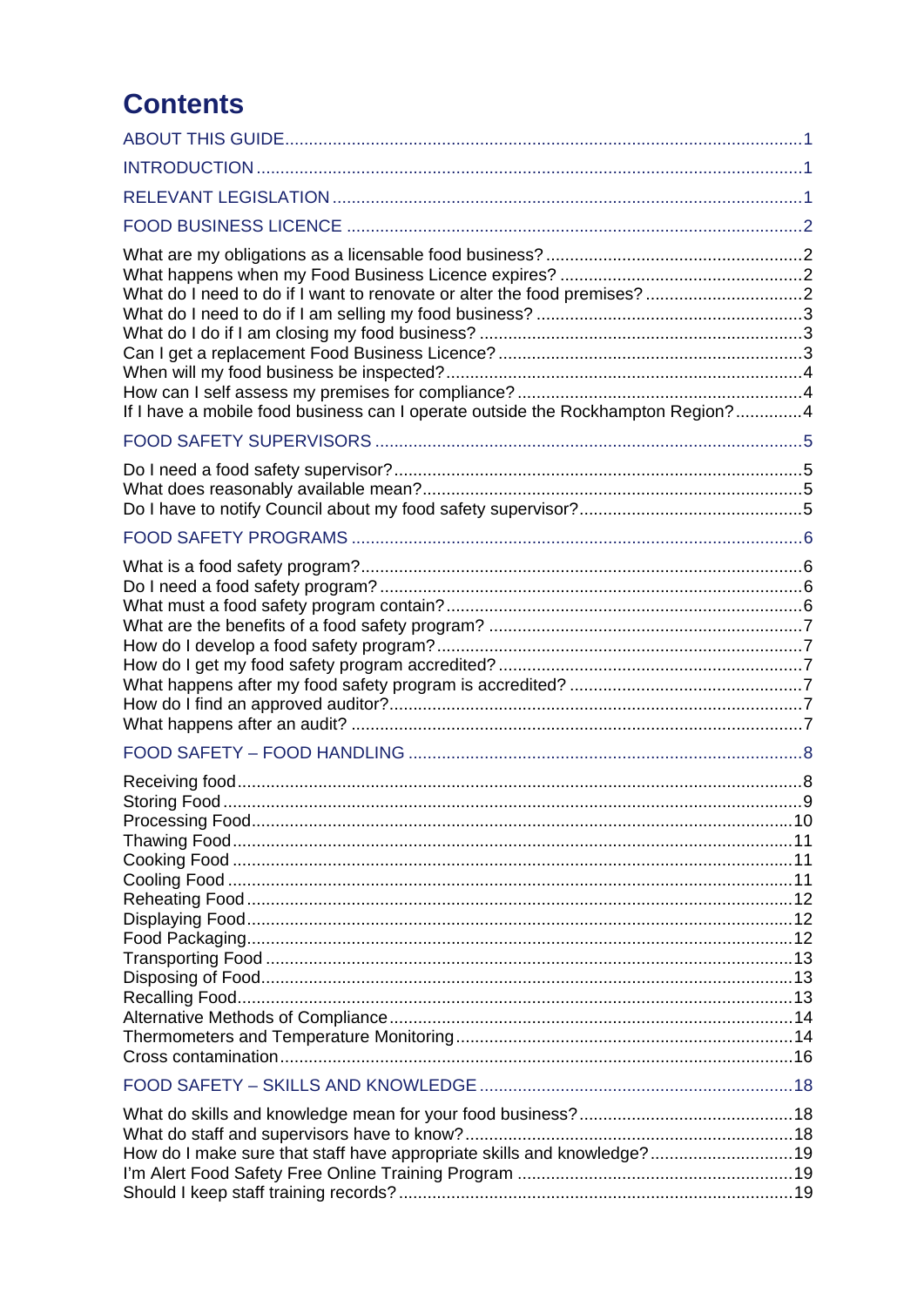# Contents

ABOUT THIS GUIDE....1

INTRODUCTION....1

RELEVANT LEGISLATION....1

FOOD BUSINESS LICENCE....2

What are my obligations as a licensable food business?....2
What happens when my Food Business Licence expires?....2
What do I need to do if I want to renovate or alter the food premises?....2
What do I need to do if I am selling my food business?....3
What do I do if I am closing my food business?....3
Can I get a replacement Food Business Licence?....3
When will my food business be inspected?....4
How can I self assess my premises for compliance?....4
If I have a mobile food business can I operate outside the Rockhampton Region?....4

FOOD SAFETY SUPERVISORS....5

Do I need a food safety supervisor?....5
What does reasonably available mean?....5
Do I have to notify Council about my food safety supervisor?....5

FOOD SAFETY PROGRAMS....6

What is a food safety program?....6
Do I need a food safety program?....6
What must a food safety program contain?....6
What are the benefits of a food safety program?....7
How do I develop a food safety program?....7
How do I get my food safety program accredited?....7
What happens after my food safety program is accredited?....7
How do I find an approved auditor?....7
What happens after an audit?....7

FOOD SAFETY – FOOD HANDLING....8

Receiving food....8
Storing Food....9
Processing Food....10
Thawing Food....11
Cooking Food....11
Cooling Food....11
Reheating Food....12
Displaying Food....12
Food Packaging....12
Transporting Food....13
Disposing of Food....13
Recalling Food....13
Alternative Methods of Compliance....14
Thermometers and Temperature Monitoring....14
Cross contamination....16

FOOD SAFETY – SKILLS AND KNOWLEDGE....18

What do skills and knowledge mean for your food business?....18
What do staff and supervisors have to know?....18
How do I make sure that staff have appropriate skills and knowledge?....19
I'm Alert Food Safety Free Online Training Program....19
Should I keep staff training records?....19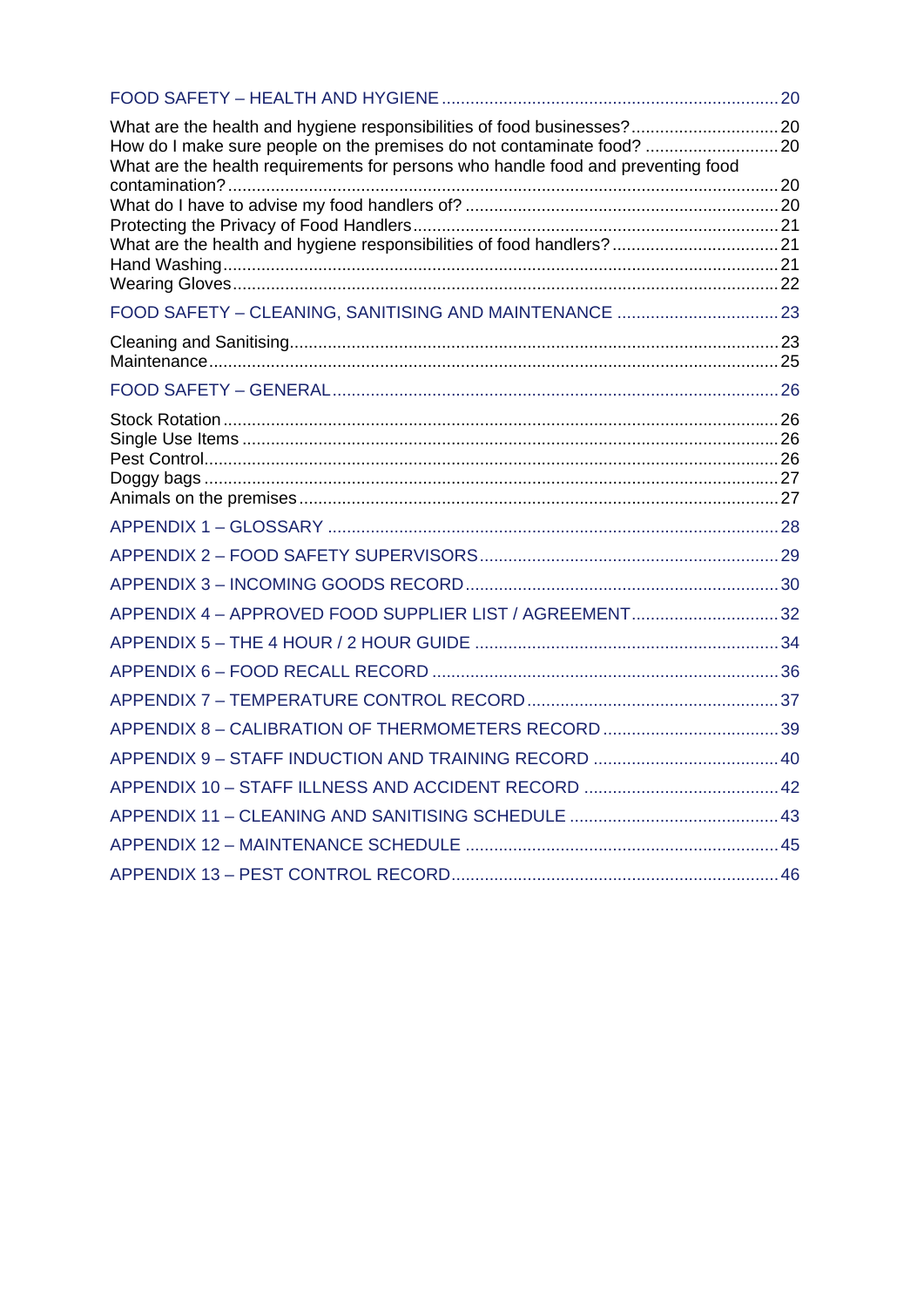FOOD SAFETY – HEALTH AND HYGIENE ........................................................................ 20

What are the health and hygiene responsibilities of food businesses? ................................ 20
How do I make sure people on the premises do not contaminate food? ............................ 20
What are the health requirements for persons who handle food and preventing food contamination? ........................................................................................................................ 20
What do I have to advise my food handlers of? ................................................................... 20
Protecting the Privacy of Food Handlers .............................................................................. 21
What are the health and hygiene responsibilities of food handlers? .................................... 21
Hand Washing ........................................................................................................................ 21
Wearing Gloves ...................................................................................................................... 22

FOOD SAFETY – CLEANING, SANITISING AND MAINTENANCE ................................... 23

Cleaning and Sanitising ......................................................................................................... 23
Maintenance ........................................................................................................................... 25

FOOD SAFETY – GENERAL .............................................................................................. 26

Stock Rotation ......................................................................................................................... 26
Single Use Items ..................................................................................................................... 26
Pest Control ............................................................................................................................ 26
Doggy bags ............................................................................................................................. 27
Animals on the premises ........................................................................................................ 27

APPENDIX 1 – GLOSSARY ............................................................................................... 28

APPENDIX 2 – FOOD SAFETY SUPERVISORS ................................................................ 29

APPENDIX 3 – INCOMING GOODS RECORD ................................................................... 30

APPENDIX 4 – APPROVED FOOD SUPPLIER LIST / AGREEMENT ................................ 32

APPENDIX 5 – THE 4 HOUR / 2 HOUR GUIDE ................................................................. 34

APPENDIX 6 – FOOD RECALL RECORD .......................................................................... 36

APPENDIX 7 – TEMPERATURE CONTROL RECORD ...................................................... 37

APPENDIX 8 – CALIBRATION OF THERMOMETERS RECORD ...................................... 39

APPENDIX 9 – STAFF INDUCTION AND TRAINING RECORD ........................................ 40

APPENDIX 10 – STAFF ILLNESS AND ACCIDENT RECORD .......................................... 42

APPENDIX 11 – CLEANING AND SANITISING SCHEDULE ............................................ 43

APPENDIX 12 – MAINTENANCE SCHEDULE ................................................................... 45

APPENDIX 13 – PEST CONTROL RECORD ...................................................................... 46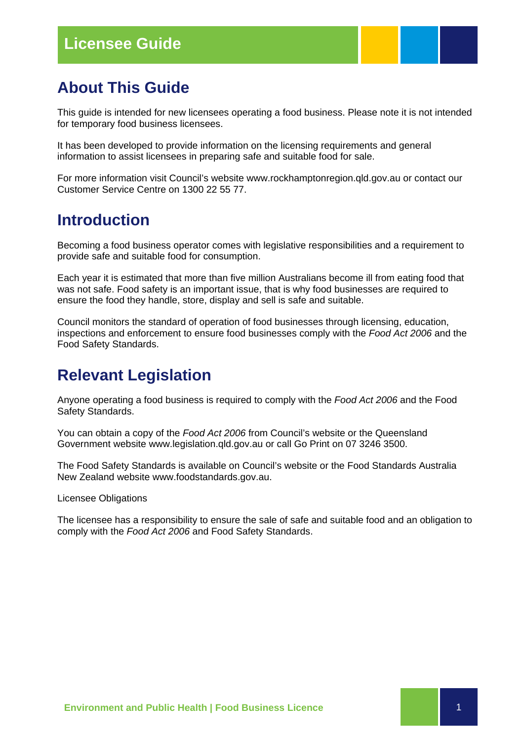# Licensee Guide

## About This Guide

This guide is intended for new licensees operating a food business. Please note it is not intended for temporary food business licensees.

It has been developed to provide information on the licensing requirements and general information to assist licensees in preparing safe and suitable food for sale.

For more information visit Council's website www.rockhamptonregion.qld.gov.au or contact our Customer Service Centre on 1300 22 55 77.

## Introduction

Becoming a food business operator comes with legislative responsibilities and a requirement to provide safe and suitable food for consumption.

Each year it is estimated that more than five million Australians become ill from eating food that was not safe. Food safety is an important issue, that is why food businesses are required to ensure the food they handle, store, display and sell is safe and suitable.

Council monitors the standard of operation of food businesses through licensing, education, inspections and enforcement to ensure food businesses comply with the *Food Act 2006* and the Food Safety Standards.

## Relevant Legislation

Anyone operating a food business is required to comply with the *Food Act 2006* and the Food Safety Standards.

You can obtain a copy of the *Food Act 2006* from Council's website or the Queensland Government website www.legislation.qld.gov.au or call Go Print on 07 3246 3500.

The Food Safety Standards is available on Council's website or the Food Standards Australia New Zealand website www.foodstandards.gov.au.

Licensee Obligations

The licensee has a responsibility to ensure the sale of safe and suitable food and an obligation to comply with the *Food Act 2006* and Food Safety Standards.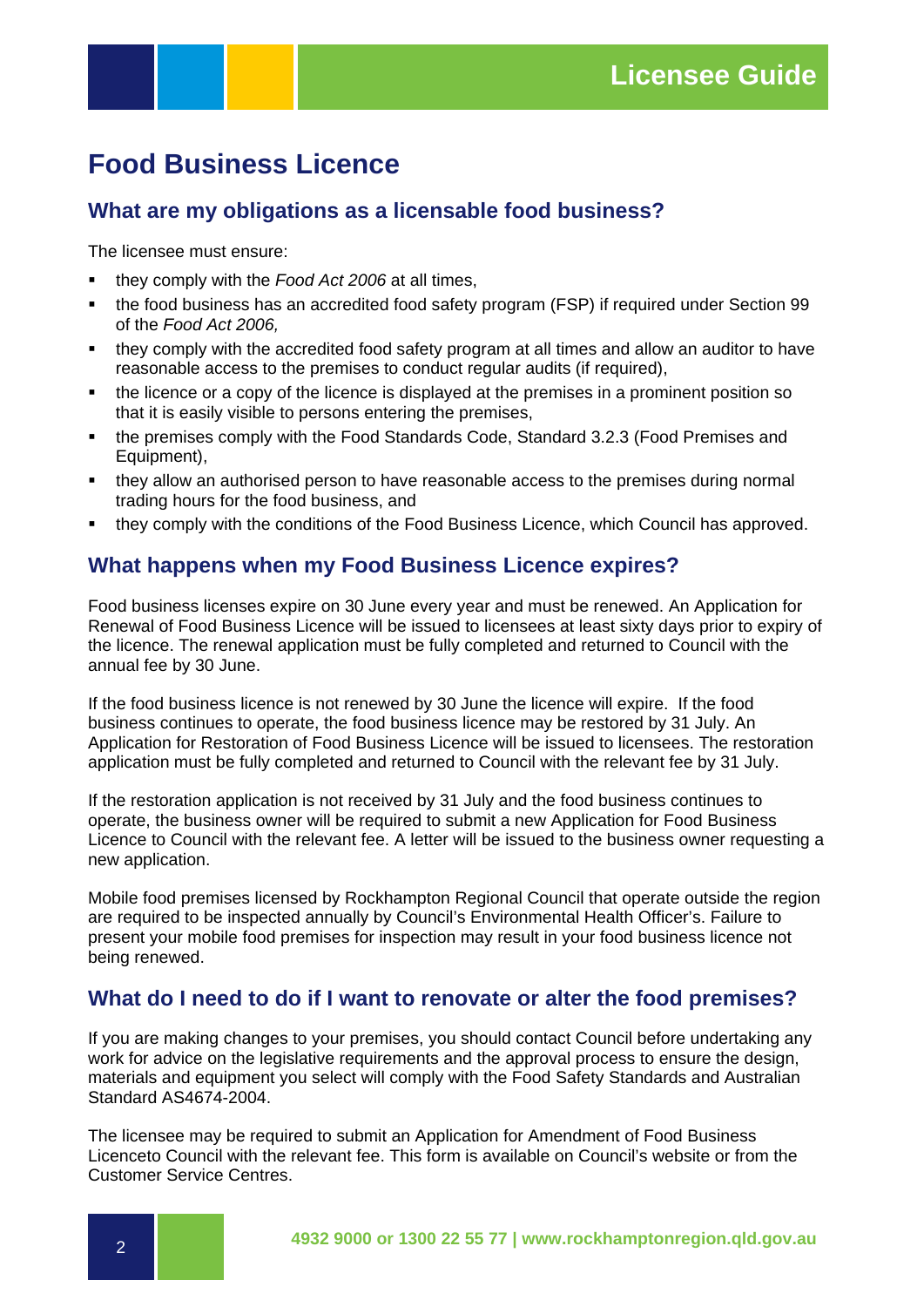# Food Business Licence

## What are my obligations as a licensable food business?

The licensee must ensure:

- they comply with the *Food Act 2006* at all times,
- the food business has an accredited food safety program (FSP) if required under Section 99 of the *Food Act 2006,*
- they comply with the accredited food safety program at all times and allow an auditor to have reasonable access to the premises to conduct regular audits (if required),
- the licence or a copy of the licence is displayed at the premises in a prominent position so that it is easily visible to persons entering the premises,
- the premises comply with the Food Standards Code, Standard 3.2.3 (Food Premises and Equipment),
- they allow an authorised person to have reasonable access to the premises during normal trading hours for the food business, and
- they comply with the conditions of the Food Business Licence, which Council has approved.

## What happens when my Food Business Licence expires?

Food business licenses expire on 30 June every year and must be renewed. An Application for Renewal of Food Business Licence will be issued to licensees at least sixty days prior to expiry of the licence. The renewal application must be fully completed and returned to Council with the annual fee by 30 June.

If the food business licence is not renewed by 30 June the licence will expire. If the food business continues to operate, the food business licence may be restored by 31 July. An Application for Restoration of Food Business Licence will be issued to licensees. The restoration application must be fully completed and returned to Council with the relevant fee by 31 July.

If the restoration application is not received by 31 July and the food business continues to operate, the business owner will be required to submit a new Application for Food Business Licence to Council with the relevant fee. A letter will be issued to the business owner requesting a new application.

Mobile food premises licensed by Rockhampton Regional Council that operate outside the region are required to be inspected annually by Council's Environmental Health Officer's. Failure to present your mobile food premises for inspection may result in your food business licence not being renewed.

## What do I need to do if I want to renovate or alter the food premises?

If you are making changes to your premises, you should contact Council before undertaking any work for advice on the legislative requirements and the approval process to ensure the design, materials and equipment you select will comply with the Food Safety Standards and Australian Standard AS4674-2004.

The licensee may be required to submit an Application for Amendment of Food Business Licenceto Council with the relevant fee. This form is available on Council's website or from the Customer Service Centres.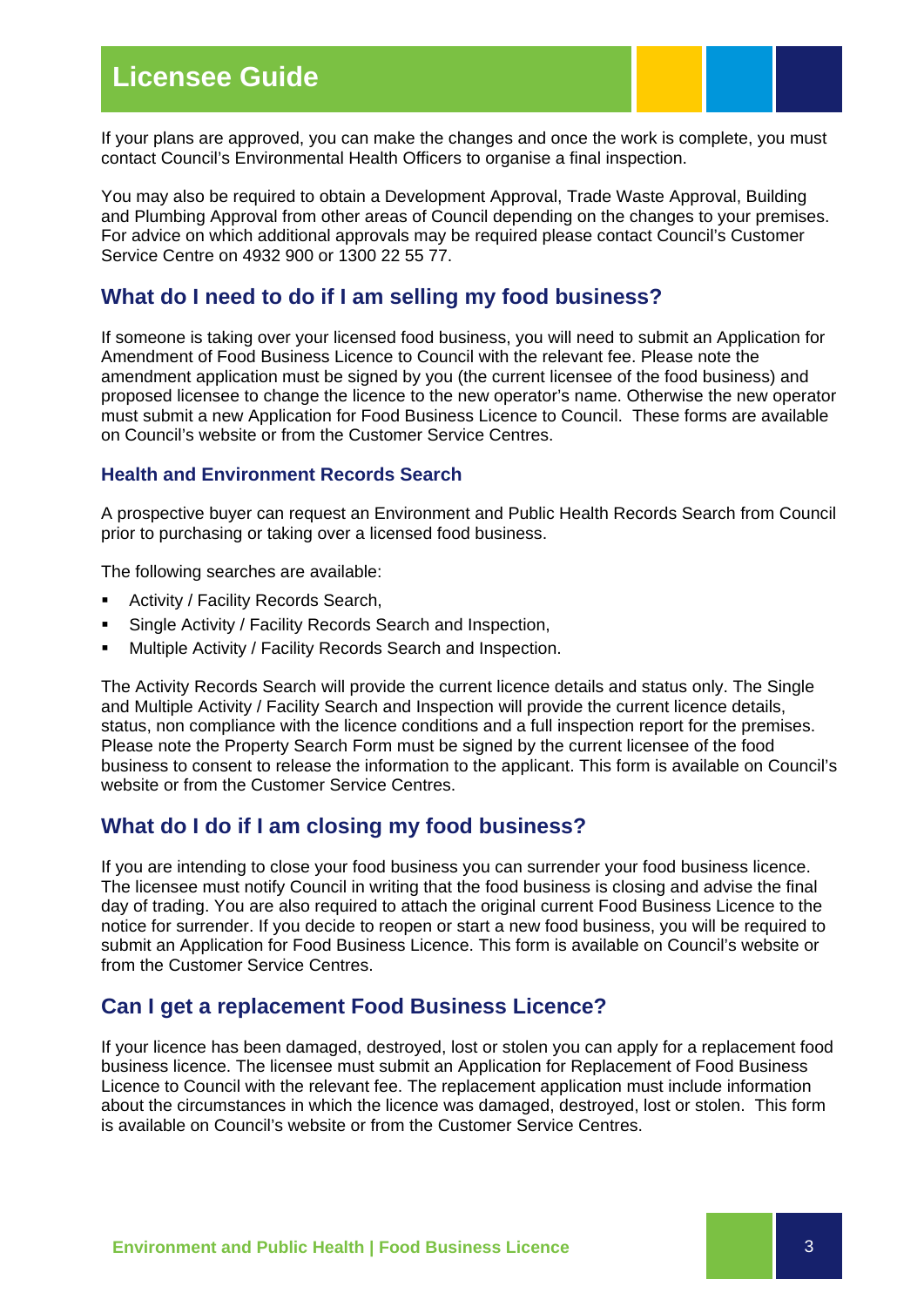If your plans are approved, you can make the changes and once the work is complete, you must contact Council's Environmental Health Officers to organise a final inspection.

You may also be required to obtain a Development Approval, Trade Waste Approval, Building and Plumbing Approval from other areas of Council depending on the changes to your premises. For advice on which additional approvals may be required please contact Council's Customer Service Centre on 4932 900 or 1300 22 55 77.

## What do I need to do if I am selling my food business?

If someone is taking over your licensed food business, you will need to submit an Application for Amendment of Food Business Licence to Council with the relevant fee. Please note the amendment application must be signed by you (the current licensee of the food business) and proposed licensee to change the licence to the new operator's name. Otherwise the new operator must submit a new Application for Food Business Licence to Council. These forms are available on Council's website or from the Customer Service Centres.

### Health and Environment Records Search

A prospective buyer can request an Environment and Public Health Records Search from Council prior to purchasing or taking over a licensed food business.

The following searches are available:

- Activity / Facility Records Search,
- Single Activity / Facility Records Search and Inspection,
- Multiple Activity / Facility Records Search and Inspection.

The Activity Records Search will provide the current licence details and status only. The Single and Multiple Activity / Facility Search and Inspection will provide the current licence details, status, non compliance with the licence conditions and a full inspection report for the premises. Please note the Property Search Form must be signed by the current licensee of the food business to consent to release the information to the applicant. This form is available on Council's website or from the Customer Service Centres.

## What do I do if I am closing my food business?

If you are intending to close your food business you can surrender your food business licence. The licensee must notify Council in writing that the food business is closing and advise the final day of trading. You are also required to attach the original current Food Business Licence to the notice for surrender. If you decide to reopen or start a new food business, you will be required to submit an Application for Food Business Licence. This form is available on Council's website or from the Customer Service Centres.

## Can I get a replacement Food Business Licence?

If your licence has been damaged, destroyed, lost or stolen you can apply for a replacement food business licence. The licensee must submit an Application for Replacement of Food Business Licence to Council with the relevant fee. The replacement application must include information about the circumstances in which the licence was damaged, destroyed, lost or stolen. This form is available on Council's website or from the Customer Service Centres.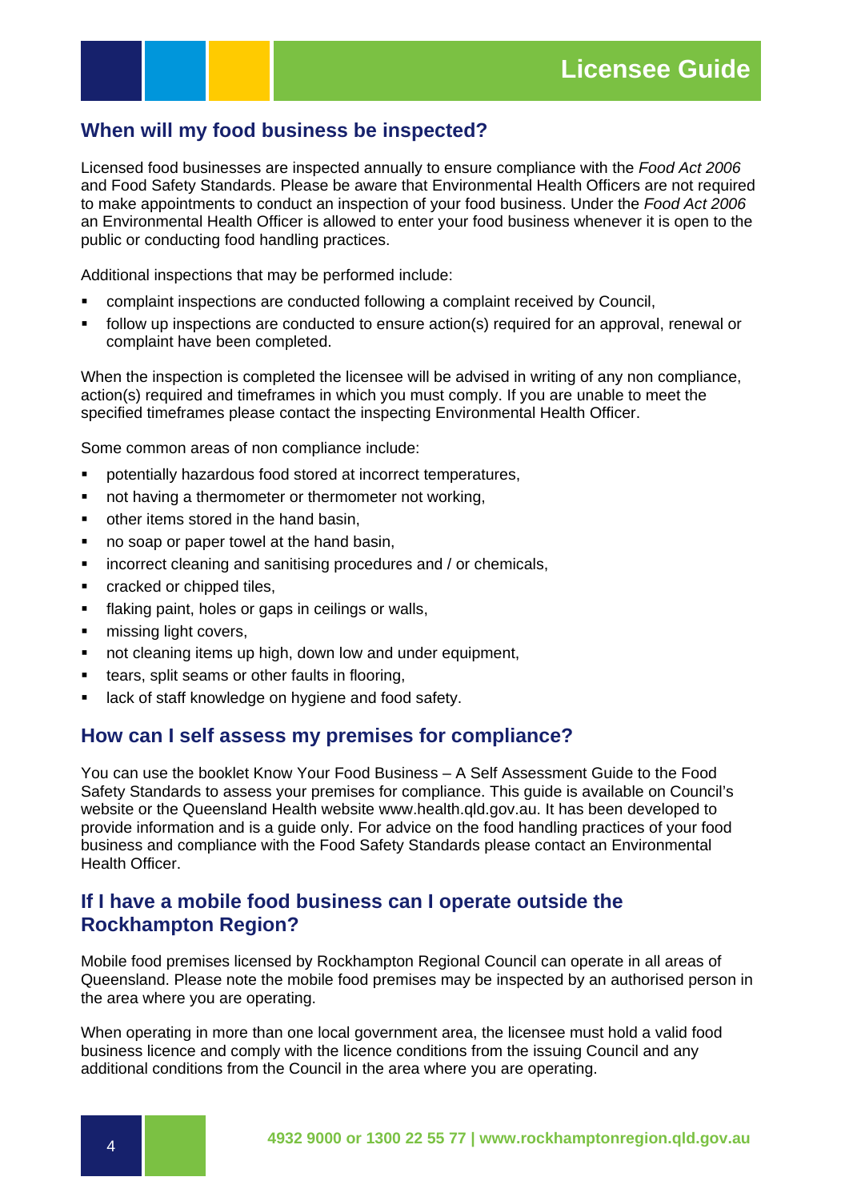## When will my food business be inspected?

Licensed food businesses are inspected annually to ensure compliance with the *Food Act 2006* and Food Safety Standards. Please be aware that Environmental Health Officers are not required to make appointments to conduct an inspection of your food business. Under the *Food Act 2006* an Environmental Health Officer is allowed to enter your food business whenever it is open to the public or conducting food handling practices.

Additional inspections that may be performed include:

- complaint inspections are conducted following a complaint received by Council,
- follow up inspections are conducted to ensure action(s) required for an approval, renewal or complaint have been completed.

When the inspection is completed the licensee will be advised in writing of any non compliance, action(s) required and timeframes in which you must comply. If you are unable to meet the specified timeframes please contact the inspecting Environmental Health Officer.

Some common areas of non compliance include:

- potentially hazardous food stored at incorrect temperatures,
- not having a thermometer or thermometer not working,
- other items stored in the hand basin,
- no soap or paper towel at the hand basin,
- incorrect cleaning and sanitising procedures and / or chemicals,
- cracked or chipped tiles,
- flaking paint, holes or gaps in ceilings or walls,
- missing light covers,
- not cleaning items up high, down low and under equipment,
- tears, split seams or other faults in flooring,
- lack of staff knowledge on hygiene and food safety.

## How can I self assess my premises for compliance?

You can use the booklet Know Your Food Business – A Self Assessment Guide to the Food Safety Standards to assess your premises for compliance. This guide is available on Council's website or the Queensland Health website www.health.qld.gov.au. It has been developed to provide information and is a guide only. For advice on the food handling practices of your food business and compliance with the Food Safety Standards please contact an Environmental Health Officer.

## If I have a mobile food business can I operate outside the Rockhampton Region?

Mobile food premises licensed by Rockhampton Regional Council can operate in all areas of Queensland. Please note the mobile food premises may be inspected by an authorised person in the area where you are operating.

When operating in more than one local government area, the licensee must hold a valid food business licence and comply with the licence conditions from the issuing Council and any additional conditions from the Council in the area where you are operating.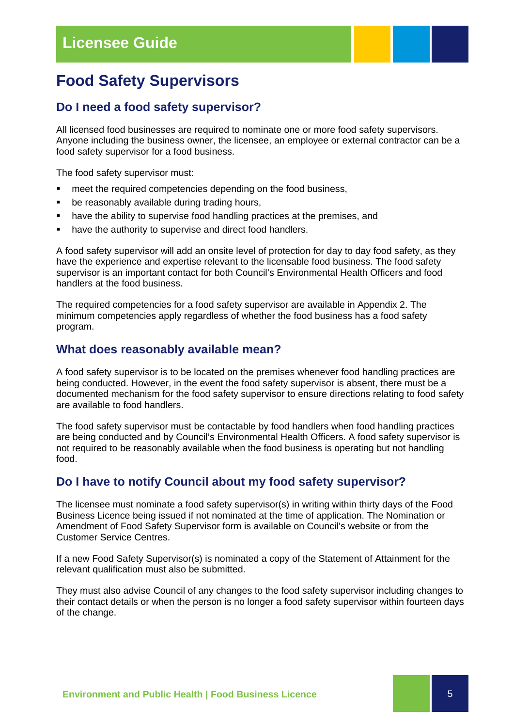# Food Safety Supervisors

## Do I need a food safety supervisor?

All licensed food businesses are required to nominate one or more food safety supervisors. Anyone including the business owner, the licensee, an employee or external contractor can be a food safety supervisor for a food business.

The food safety supervisor must:

- meet the required competencies depending on the food business,
- be reasonably available during trading hours,
- have the ability to supervise food handling practices at the premises, and
- have the authority to supervise and direct food handlers.

A food safety supervisor will add an onsite level of protection for day to day food safety, as they have the experience and expertise relevant to the licensable food business. The food safety supervisor is an important contact for both Council's Environmental Health Officers and food handlers at the food business.

The required competencies for a food safety supervisor are available in Appendix 2. The minimum competencies apply regardless of whether the food business has a food safety program.

## What does reasonably available mean?

A food safety supervisor is to be located on the premises whenever food handling practices are being conducted. However, in the event the food safety supervisor is absent, there must be a documented mechanism for the food safety supervisor to ensure directions relating to food safety are available to food handlers.

The food safety supervisor must be contactable by food handlers when food handling practices are being conducted and by Council's Environmental Health Officers. A food safety supervisor is not required to be reasonably available when the food business is operating but not handling food.

## Do I have to notify Council about my food safety supervisor?

The licensee must nominate a food safety supervisor(s) in writing within thirty days of the Food Business Licence being issued if not nominated at the time of application. The Nomination or Amendment of Food Safety Supervisor form is available on Council's website or from the Customer Service Centres.

If a new Food Safety Supervisor(s) is nominated a copy of the Statement of Attainment for the relevant qualification must also be submitted.

They must also advise Council of any changes to the food safety supervisor including changes to their contact details or when the person is no longer a food safety supervisor within fourteen days of the change.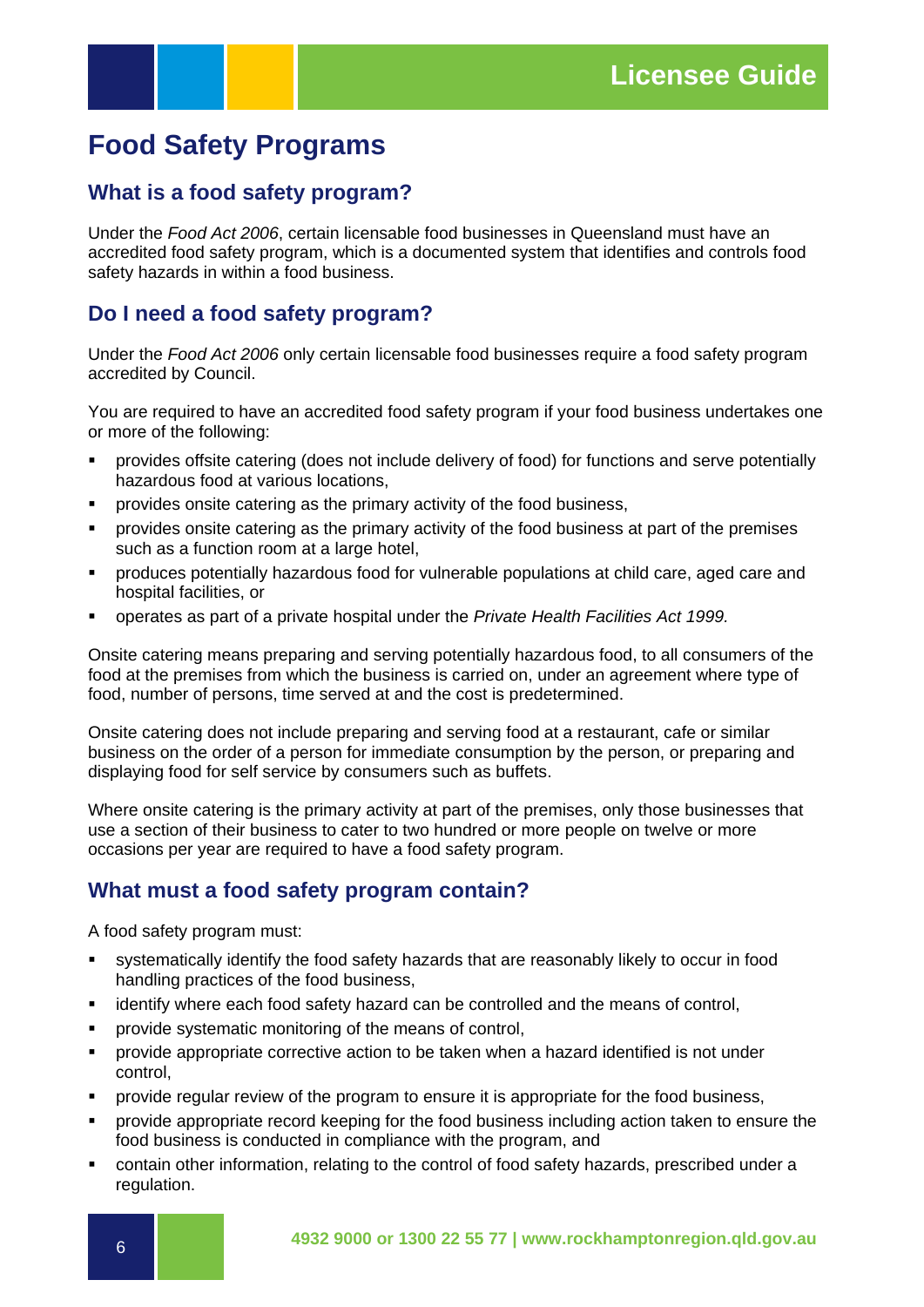# Food Safety Programs

## What is a food safety program?

Under the *Food Act 2006*, certain licensable food businesses in Queensland must have an accredited food safety program, which is a documented system that identifies and controls food safety hazards in within a food business.

## Do I need a food safety program?

Under the *Food Act 2006* only certain licensable food businesses require a food safety program accredited by Council.

You are required to have an accredited food safety program if your food business undertakes one or more of the following:

- provides offsite catering (does not include delivery of food) for functions and serve potentially hazardous food at various locations,
- provides onsite catering as the primary activity of the food business,
- provides onsite catering as the primary activity of the food business at part of the premises such as a function room at a large hotel,
- produces potentially hazardous food for vulnerable populations at child care, aged care and hospital facilities, or
- operates as part of a private hospital under the *Private Health Facilities Act 1999.*

Onsite catering means preparing and serving potentially hazardous food, to all consumers of the food at the premises from which the business is carried on, under an agreement where type of food, number of persons, time served at and the cost is predetermined.

Onsite catering does not include preparing and serving food at a restaurant, cafe or similar business on the order of a person for immediate consumption by the person, or preparing and displaying food for self service by consumers such as buffets.

Where onsite catering is the primary activity at part of the premises, only those businesses that use a section of their business to cater to two hundred or more people on twelve or more occasions per year are required to have a food safety program.

## What must a food safety program contain?

A food safety program must:

- systematically identify the food safety hazards that are reasonably likely to occur in food handling practices of the food business,
- identify where each food safety hazard can be controlled and the means of control,
- provide systematic monitoring of the means of control,
- provide appropriate corrective action to be taken when a hazard identified is not under control,
- provide regular review of the program to ensure it is appropriate for the food business,
- provide appropriate record keeping for the food business including action taken to ensure the food business is conducted in compliance with the program, and
- contain other information, relating to the control of food safety hazards, prescribed under a regulation.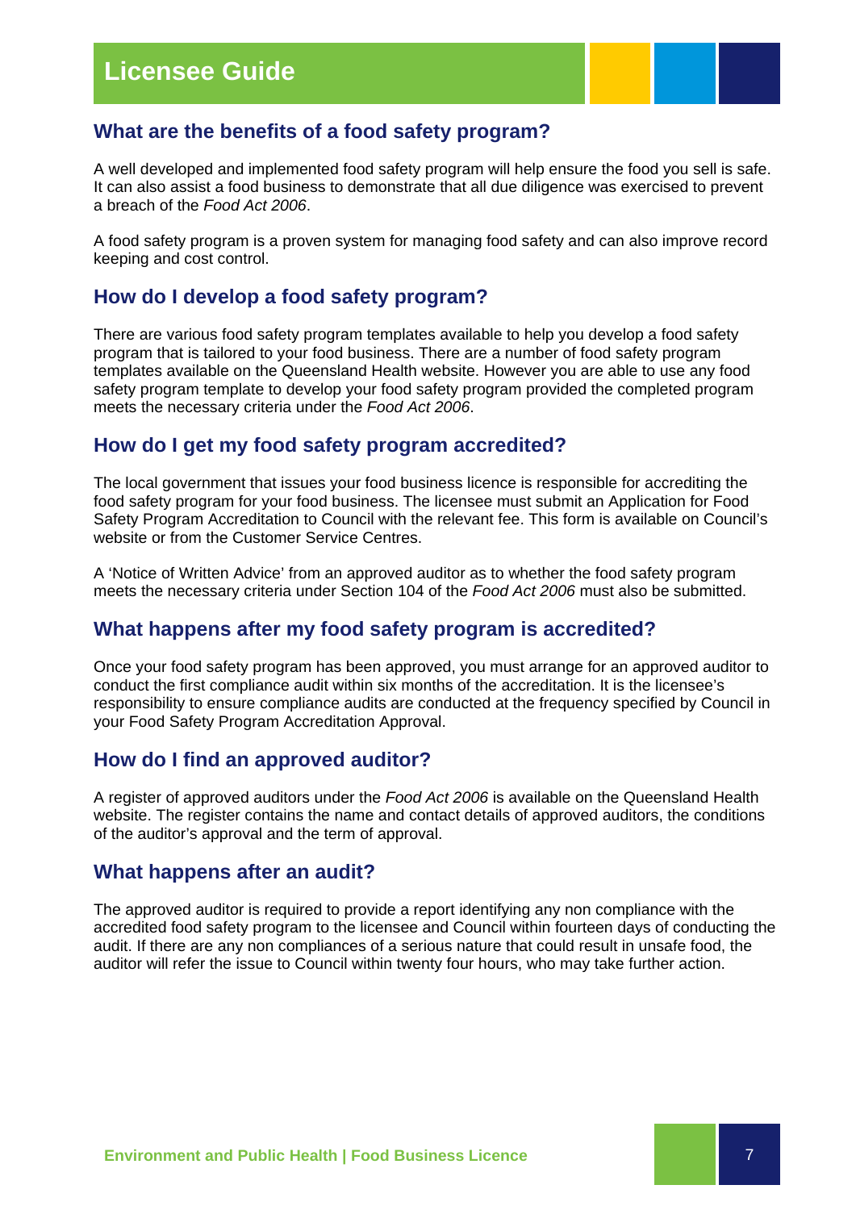## What are the benefits of a food safety program?

A well developed and implemented food safety program will help ensure the food you sell is safe. It can also assist a food business to demonstrate that all due diligence was exercised to prevent a breach of the *Food Act 2006*.

A food safety program is a proven system for managing food safety and can also improve record keeping and cost control.

## How do I develop a food safety program?

There are various food safety program templates available to help you develop a food safety program that is tailored to your food business. There are a number of food safety program templates available on the Queensland Health website. However you are able to use any food safety program template to develop your food safety program provided the completed program meets the necessary criteria under the *Food Act 2006*.

## How do I get my food safety program accredited?

The local government that issues your food business licence is responsible for accrediting the food safety program for your food business. The licensee must submit an Application for Food Safety Program Accreditation to Council with the relevant fee. This form is available on Council's website or from the Customer Service Centres.

A 'Notice of Written Advice' from an approved auditor as to whether the food safety program meets the necessary criteria under Section 104 of the *Food Act 2006* must also be submitted.

## What happens after my food safety program is accredited?

Once your food safety program has been approved, you must arrange for an approved auditor to conduct the first compliance audit within six months of the accreditation. It is the licensee's responsibility to ensure compliance audits are conducted at the frequency specified by Council in your Food Safety Program Accreditation Approval.

## How do I find an approved auditor?

A register of approved auditors under the *Food Act 2006* is available on the Queensland Health website. The register contains the name and contact details of approved auditors, the conditions of the auditor's approval and the term of approval.

## What happens after an audit?

The approved auditor is required to provide a report identifying any non compliance with the accredited food safety program to the licensee and Council within fourteen days of conducting the audit. If there are any non compliances of a serious nature that could result in unsafe food, the auditor will refer the issue to Council within twenty four hours, who may take further action.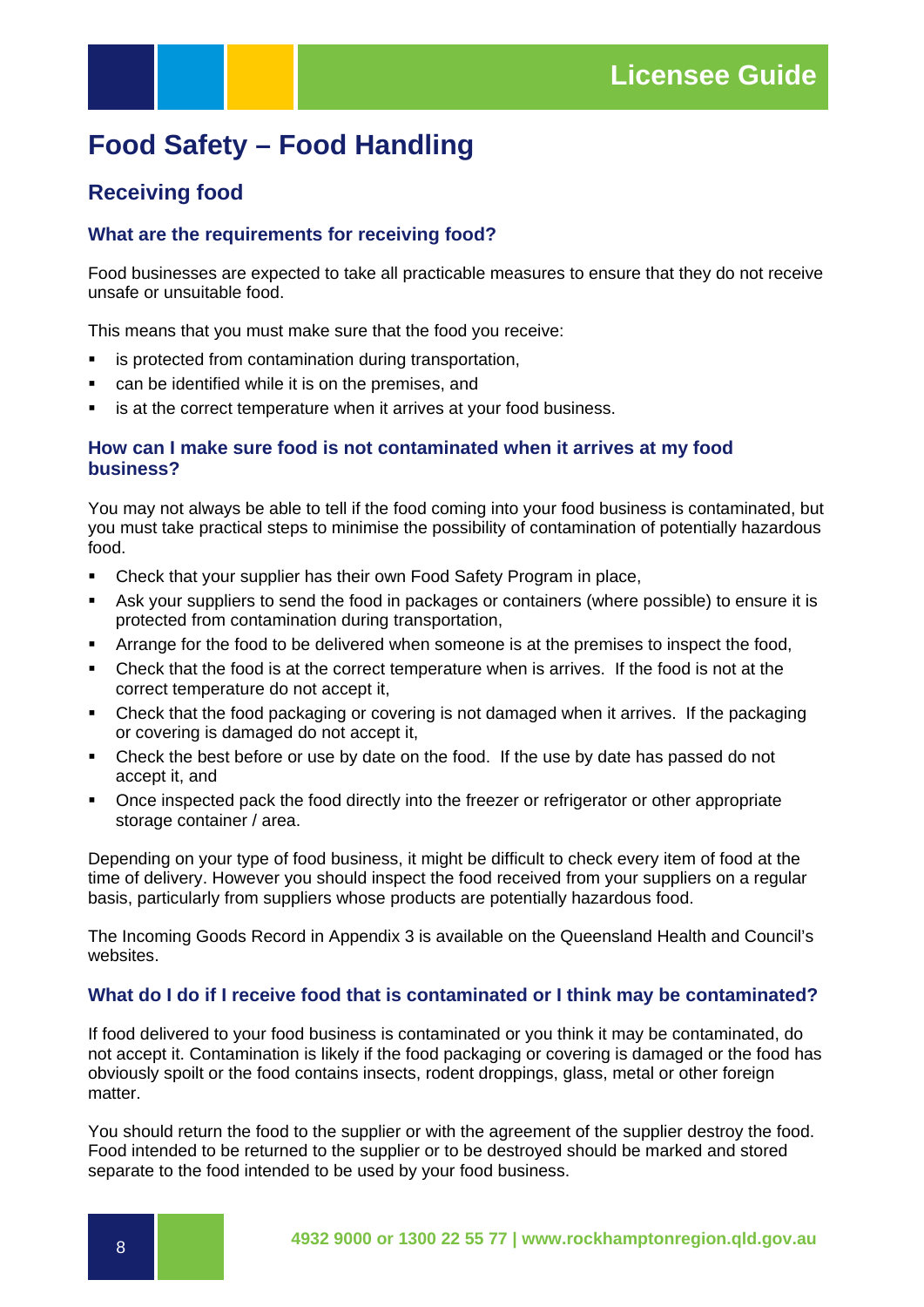# Food Safety – Food Handling

## Receiving food

### What are the requirements for receiving food?

Food businesses are expected to take all practicable measures to ensure that they do not receive unsafe or unsuitable food.

This means that you must make sure that the food you receive:

- is protected from contamination during transportation,
- can be identified while it is on the premises, and
- is at the correct temperature when it arrives at your food business.

### How can I make sure food is not contaminated when it arrives at my food business?

You may not always be able to tell if the food coming into your food business is contaminated, but you must take practical steps to minimise the possibility of contamination of potentially hazardous food.

- Check that your supplier has their own Food Safety Program in place,
- Ask your suppliers to send the food in packages or containers (where possible) to ensure it is protected from contamination during transportation,
- Arrange for the food to be delivered when someone is at the premises to inspect the food,
- Check that the food is at the correct temperature when is arrives. If the food is not at the correct temperature do not accept it,
- Check that the food packaging or covering is not damaged when it arrives. If the packaging or covering is damaged do not accept it,
- Check the best before or use by date on the food. If the use by date has passed do not accept it, and
- Once inspected pack the food directly into the freezer or refrigerator or other appropriate storage container / area.

Depending on your type of food business, it might be difficult to check every item of food at the time of delivery. However you should inspect the food received from your suppliers on a regular basis, particularly from suppliers whose products are potentially hazardous food.

The Incoming Goods Record in Appendix 3 is available on the Queensland Health and Council's websites.

### What do I do if I receive food that is contaminated or I think may be contaminated?

If food delivered to your food business is contaminated or you think it may be contaminated, do not accept it. Contamination is likely if the food packaging or covering is damaged or the food has obviously spoilt or the food contains insects, rodent droppings, glass, metal or other foreign matter.

You should return the food to the supplier or with the agreement of the supplier destroy the food. Food intended to be returned to the supplier or to be destroyed should be marked and stored separate to the food intended to be used by your food business.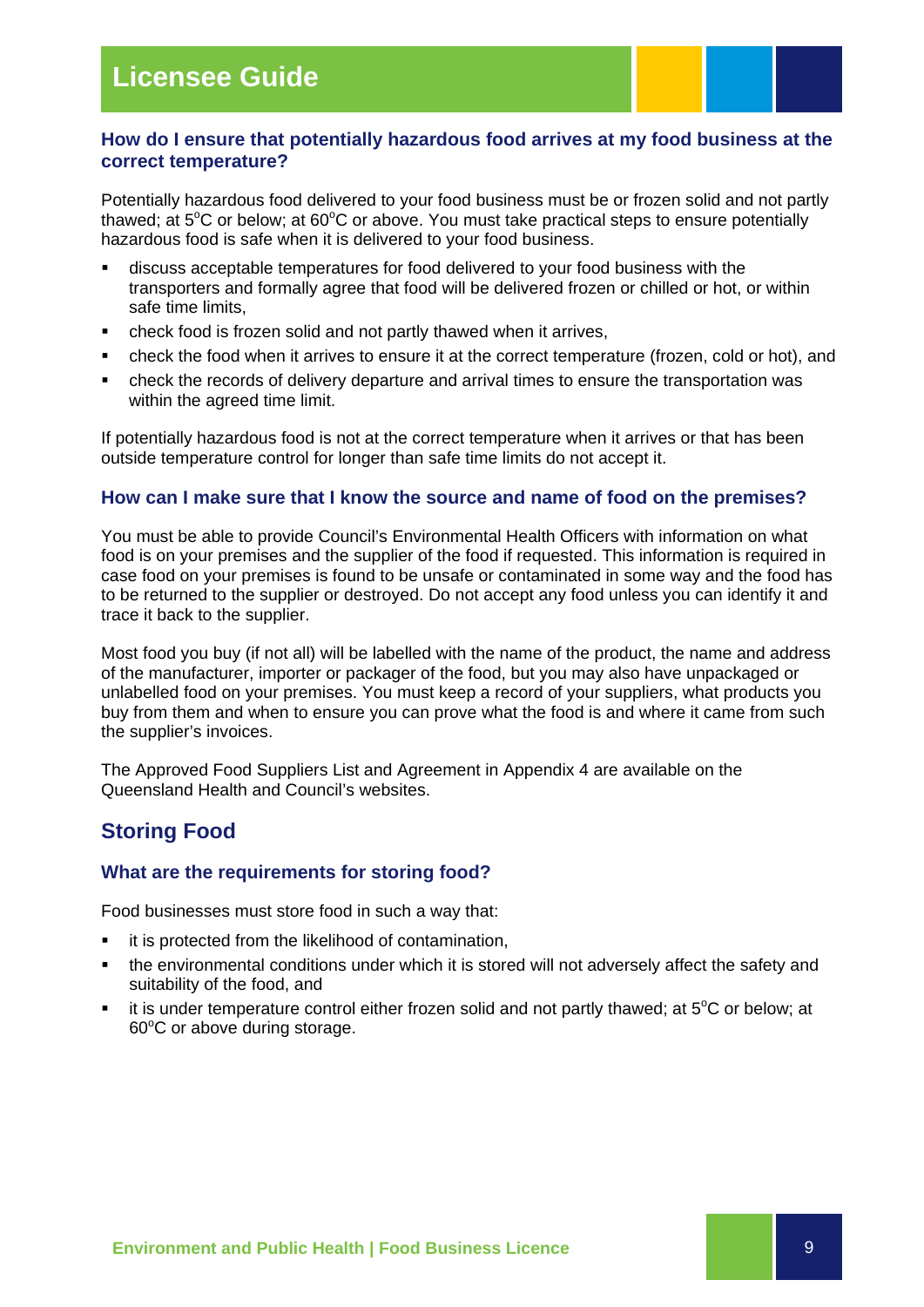### How do I ensure that potentially hazardous food arrives at my food business at the correct temperature?

Potentially hazardous food delivered to your food business must be or frozen solid and not partly thawed; at 5°C or below; at 60°C or above. You must take practical steps to ensure potentially hazardous food is safe when it is delivered to your food business.

- discuss acceptable temperatures for food delivered to your food business with the transporters and formally agree that food will be delivered frozen or chilled or hot, or within safe time limits,
- check food is frozen solid and not partly thawed when it arrives,
- check the food when it arrives to ensure it at the correct temperature (frozen, cold or hot), and
- check the records of delivery departure and arrival times to ensure the transportation was within the agreed time limit.

If potentially hazardous food is not at the correct temperature when it arrives or that has been outside temperature control for longer than safe time limits do not accept it.

### How can I make sure that I know the source and name of food on the premises?

You must be able to provide Council's Environmental Health Officers with information on what food is on your premises and the supplier of the food if requested. This information is required in case food on your premises is found to be unsafe or contaminated in some way and the food has to be returned to the supplier or destroyed. Do not accept any food unless you can identify it and trace it back to the supplier.

Most food you buy (if not all) will be labelled with the name of the product, the name and address of the manufacturer, importer or packager of the food, but you may also have unpackaged or unlabelled food on your premises. You must keep a record of your suppliers, what products you buy from them and when to ensure you can prove what the food is and where it came from such the supplier's invoices.

The Approved Food Suppliers List and Agreement in Appendix 4 are available on the Queensland Health and Council's websites.

## Storing Food

### What are the requirements for storing food?

Food businesses must store food in such a way that:

- it is protected from the likelihood of contamination,
- the environmental conditions under which it is stored will not adversely affect the safety and suitability of the food, and
- it is under temperature control either frozen solid and not partly thawed; at 5°C or below; at 60°C or above during storage.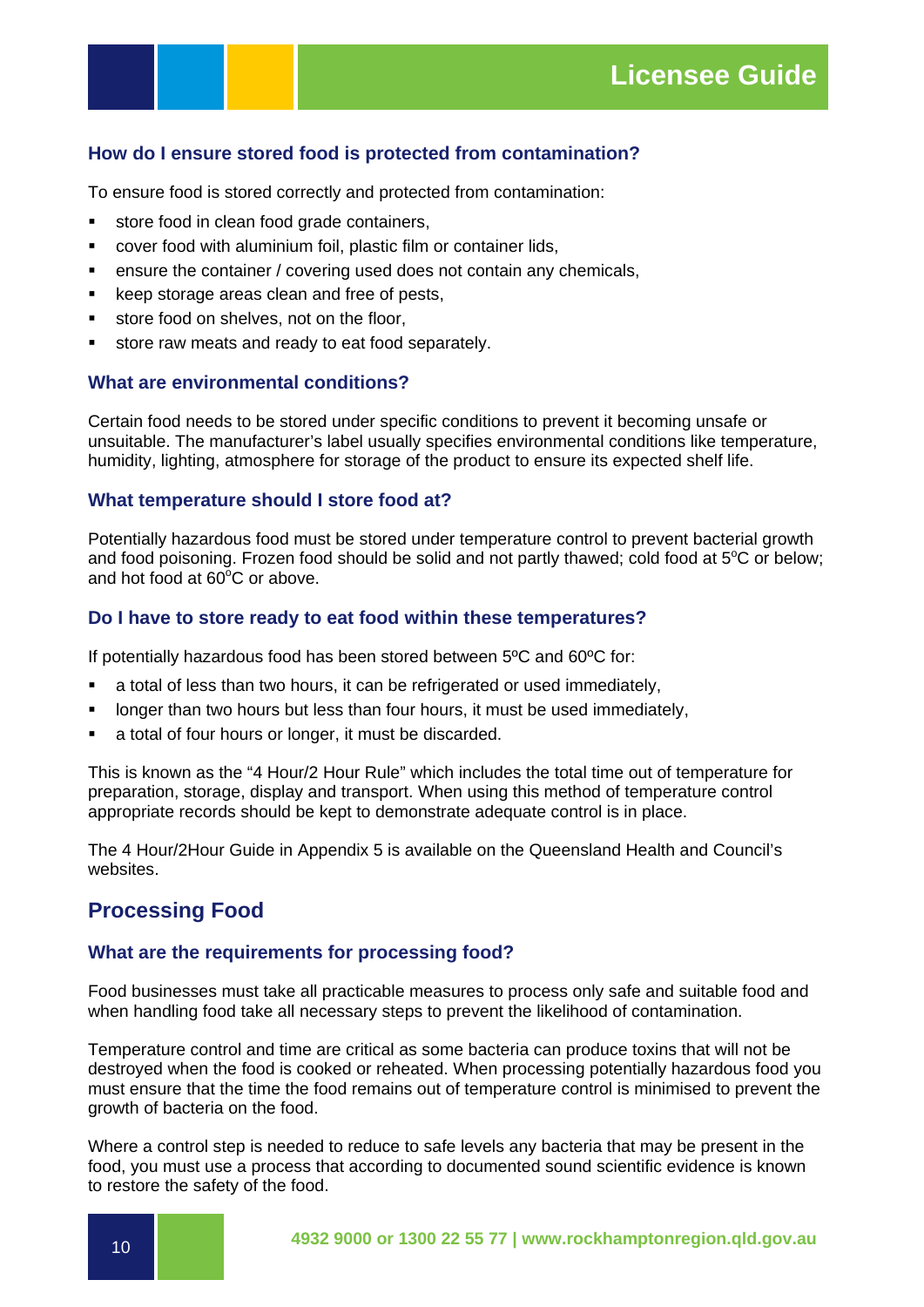### How do I ensure stored food is protected from contamination?

To ensure food is stored correctly and protected from contamination:

- store food in clean food grade containers,
- cover food with aluminium foil, plastic film or container lids,
- ensure the container / covering used does not contain any chemicals,
- keep storage areas clean and free of pests,
- store food on shelves, not on the floor,
- store raw meats and ready to eat food separately.

### What are environmental conditions?

Certain food needs to be stored under specific conditions to prevent it becoming unsafe or unsuitable. The manufacturer's label usually specifies environmental conditions like temperature, humidity, lighting, atmosphere for storage of the product to ensure its expected shelf life.

### What temperature should I store food at?

Potentially hazardous food must be stored under temperature control to prevent bacterial growth and food poisoning. Frozen food should be solid and not partly thawed; cold food at 5$^{o}$C or below; and hot food at 60$^{o}$C or above.

### Do I have to store ready to eat food within these temperatures?

If potentially hazardous food has been stored between 5ºC and 60ºC for:

- a total of less than two hours, it can be refrigerated or used immediately,
- longer than two hours but less than four hours, it must be used immediately,
- a total of four hours or longer, it must be discarded.

This is known as the "4 Hour/2 Hour Rule" which includes the total time out of temperature for preparation, storage, display and transport. When using this method of temperature control appropriate records should be kept to demonstrate adequate control is in place.

The 4 Hour/2Hour Guide in Appendix 5 is available on the Queensland Health and Council's websites.

## Processing Food

### What are the requirements for processing food?

Food businesses must take all practicable measures to process only safe and suitable food and when handling food take all necessary steps to prevent the likelihood of contamination.

Temperature control and time are critical as some bacteria can produce toxins that will not be destroyed when the food is cooked or reheated. When processing potentially hazardous food you must ensure that the time the food remains out of temperature control is minimised to prevent the growth of bacteria on the food.

Where a control step is needed to reduce to safe levels any bacteria that may be present in the food, you must use a process that according to documented sound scientific evidence is known to restore the safety of the food.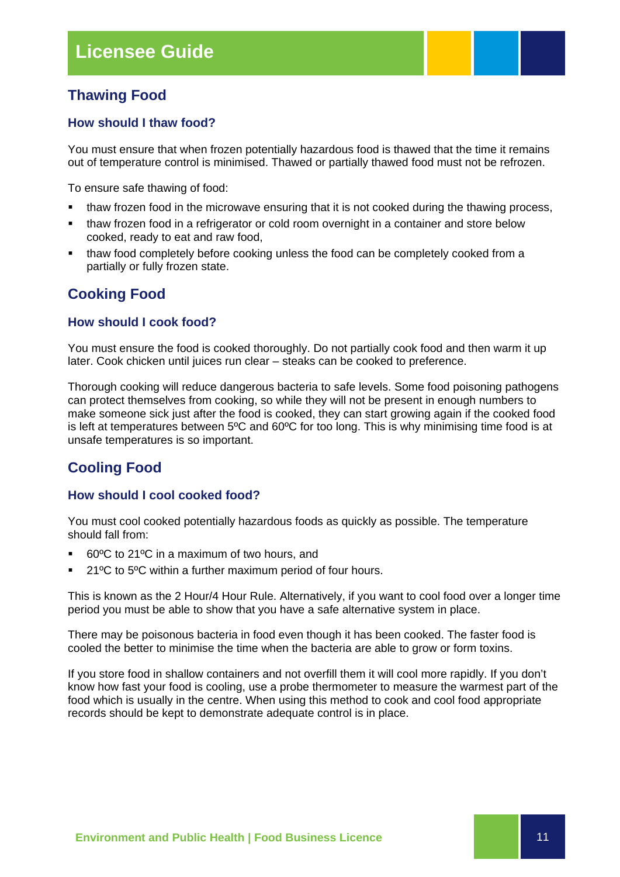## Thawing Food

### How should I thaw food?

You must ensure that when frozen potentially hazardous food is thawed that the time it remains out of temperature control is minimised. Thawed or partially thawed food must not be refrozen.

To ensure safe thawing of food:

- thaw frozen food in the microwave ensuring that it is not cooked during the thawing process,
- thaw frozen food in a refrigerator or cold room overnight in a container and store below cooked, ready to eat and raw food,
- thaw food completely before cooking unless the food can be completely cooked from a partially or fully frozen state.

## Cooking Food

### How should I cook food?

You must ensure the food is cooked thoroughly. Do not partially cook food and then warm it up later. Cook chicken until juices run clear – steaks can be cooked to preference.

Thorough cooking will reduce dangerous bacteria to safe levels. Some food poisoning pathogens can protect themselves from cooking, so while they will not be present in enough numbers to make someone sick just after the food is cooked, they can start growing again if the cooked food is left at temperatures between 5ºC and 60ºC for too long. This is why minimising time food is at unsafe temperatures is so important.

## Cooling Food

### How should I cool cooked food?

You must cool cooked potentially hazardous foods as quickly as possible. The temperature should fall from:

- 60ºC to 21ºC in a maximum of two hours, and
- 21ºC to 5ºC within a further maximum period of four hours.

This is known as the 2 Hour/4 Hour Rule. Alternatively, if you want to cool food over a longer time period you must be able to show that you have a safe alternative system in place.

There may be poisonous bacteria in food even though it has been cooked. The faster food is cooled the better to minimise the time when the bacteria are able to grow or form toxins.

If you store food in shallow containers and not overfill them it will cool more rapidly. If you don't know how fast your food is cooling, use a probe thermometer to measure the warmest part of the food which is usually in the centre. When using this method to cook and cool food appropriate records should be kept to demonstrate adequate control is in place.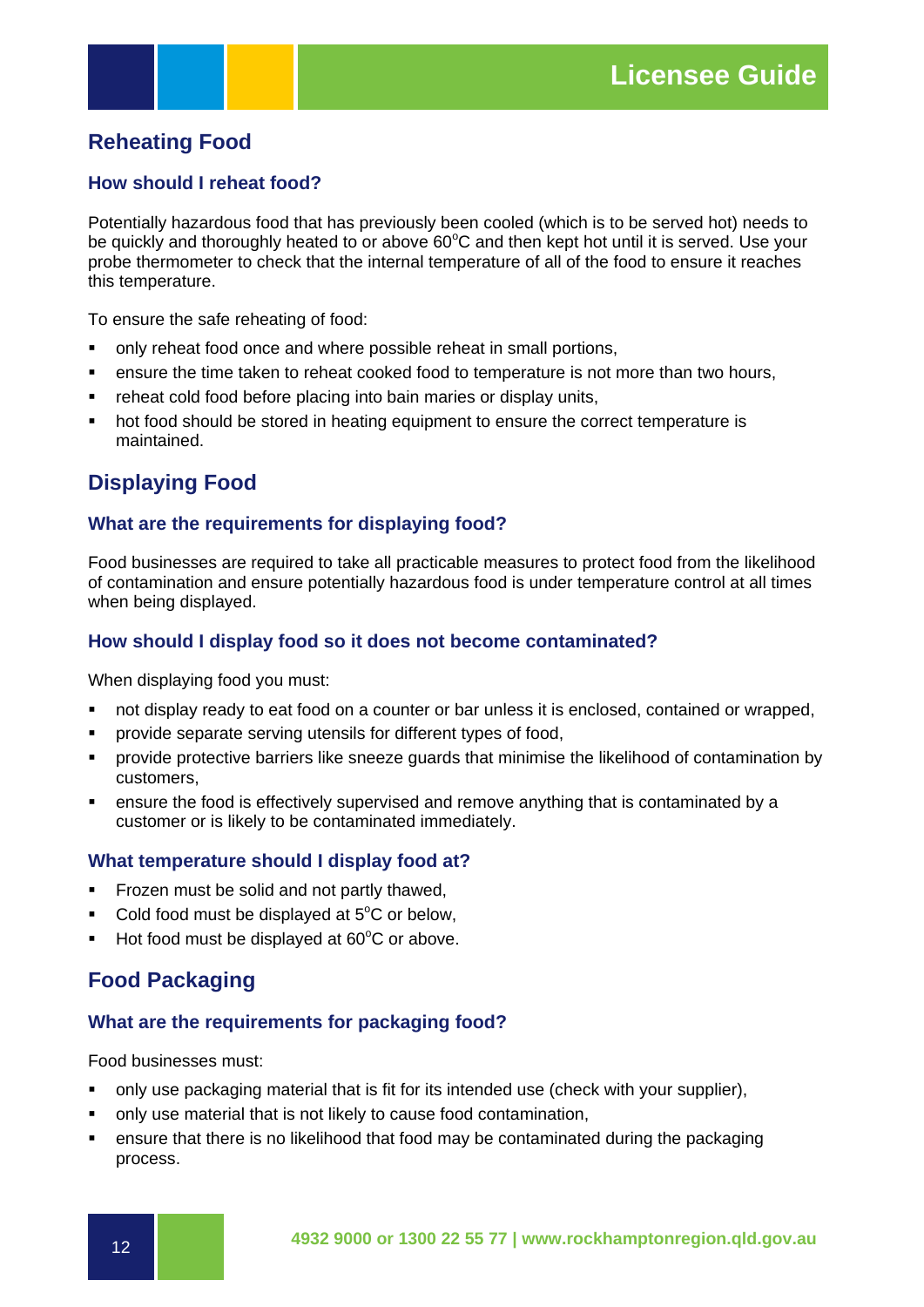## Reheating Food

### How should I reheat food?

Potentially hazardous food that has previously been cooled (which is to be served hot) needs to be quickly and thoroughly heated to or above 60°C and then kept hot until it is served. Use your probe thermometer to check that the internal temperature of all of the food to ensure it reaches this temperature.

To ensure the safe reheating of food:

- only reheat food once and where possible reheat in small portions,
- ensure the time taken to reheat cooked food to temperature is not more than two hours,
- reheat cold food before placing into bain maries or display units,
- hot food should be stored in heating equipment to ensure the correct temperature is maintained.

## Displaying Food

### What are the requirements for displaying food?

Food businesses are required to take all practicable measures to protect food from the likelihood of contamination and ensure potentially hazardous food is under temperature control at all times when being displayed.

### How should I display food so it does not become contaminated?

When displaying food you must:

- not display ready to eat food on a counter or bar unless it is enclosed, contained or wrapped,
- provide separate serving utensils for different types of food,
- provide protective barriers like sneeze guards that minimise the likelihood of contamination by customers,
- ensure the food is effectively supervised and remove anything that is contaminated by a customer or is likely to be contaminated immediately.

### What temperature should I display food at?

- Frozen must be solid and not partly thawed,
- Cold food must be displayed at 5°C or below,
- Hot food must be displayed at 60°C or above.

## Food Packaging

### What are the requirements for packaging food?

Food businesses must:

- only use packaging material that is fit for its intended use (check with your supplier),
- only use material that is not likely to cause food contamination,
- ensure that there is no likelihood that food may be contaminated during the packaging process.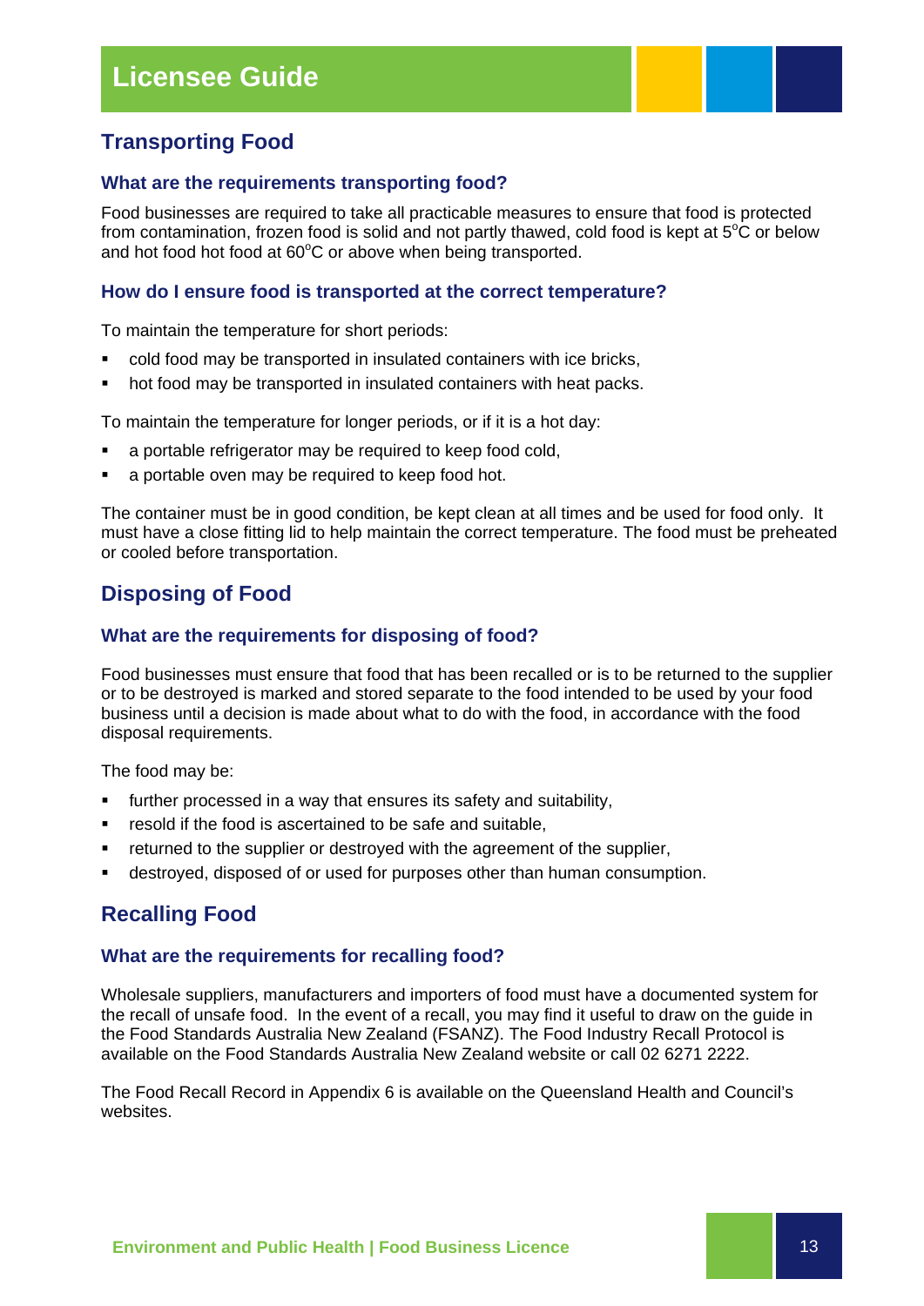## Transporting Food

### What are the requirements transporting food?

Food businesses are required to take all practicable measures to ensure that food is protected from contamination, frozen food is solid and not partly thawed, cold food is kept at 5°C or below and hot food hot food at 60°C or above when being transported.

### How do I ensure food is transported at the correct temperature?

To maintain the temperature for short periods:

- cold food may be transported in insulated containers with ice bricks,
- hot food may be transported in insulated containers with heat packs.

To maintain the temperature for longer periods, or if it is a hot day:

- a portable refrigerator may be required to keep food cold,
- a portable oven may be required to keep food hot.

The container must be in good condition, be kept clean at all times and be used for food only. It must have a close fitting lid to help maintain the correct temperature. The food must be preheated or cooled before transportation.

## Disposing of Food

### What are the requirements for disposing of food?

Food businesses must ensure that food that has been recalled or is to be returned to the supplier or to be destroyed is marked and stored separate to the food intended to be used by your food business until a decision is made about what to do with the food, in accordance with the food disposal requirements.

The food may be:

- further processed in a way that ensures its safety and suitability,
- resold if the food is ascertained to be safe and suitable,
- returned to the supplier or destroyed with the agreement of the supplier,
- destroyed, disposed of or used for purposes other than human consumption.

## Recalling Food

### What are the requirements for recalling food?

Wholesale suppliers, manufacturers and importers of food must have a documented system for the recall of unsafe food. In the event of a recall, you may find it useful to draw on the guide in the Food Standards Australia New Zealand (FSANZ). The Food Industry Recall Protocol is available on the Food Standards Australia New Zealand website or call 02 6271 2222.

The Food Recall Record in Appendix 6 is available on the Queensland Health and Council's websites.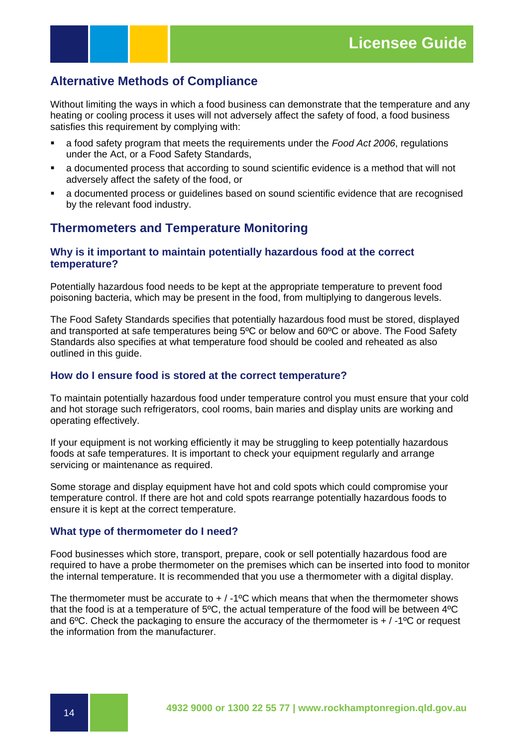## Alternative Methods of Compliance

Without limiting the ways in which a food business can demonstrate that the temperature and any heating or cooling process it uses will not adversely affect the safety of food, a food business satisfies this requirement by complying with:

- a food safety program that meets the requirements under the *Food Act 2006*, regulations under the Act, or a Food Safety Standards,
- a documented process that according to sound scientific evidence is a method that will not adversely affect the safety of the food, or
- a documented process or guidelines based on sound scientific evidence that are recognised by the relevant food industry.

## Thermometers and Temperature Monitoring

### Why is it important to maintain potentially hazardous food at the correct temperature?

Potentially hazardous food needs to be kept at the appropriate temperature to prevent food poisoning bacteria, which may be present in the food, from multiplying to dangerous levels.

The Food Safety Standards specifies that potentially hazardous food must be stored, displayed and transported at safe temperatures being 5ºC or below and 60ºC or above. The Food Safety Standards also specifies at what temperature food should be cooled and reheated as also outlined in this guide.

### How do I ensure food is stored at the correct temperature?

To maintain potentially hazardous food under temperature control you must ensure that your cold and hot storage such refrigerators, cool rooms, bain maries and display units are working and operating effectively.

If your equipment is not working efficiently it may be struggling to keep potentially hazardous foods at safe temperatures. It is important to check your equipment regularly and arrange servicing or maintenance as required.

Some storage and display equipment have hot and cold spots which could compromise your temperature control. If there are hot and cold spots rearrange potentially hazardous foods to ensure it is kept at the correct temperature.

### What type of thermometer do I need?

Food businesses which store, transport, prepare, cook or sell potentially hazardous food are required to have a probe thermometer on the premises which can be inserted into food to monitor the internal temperature. It is recommended that you use a thermometer with a digital display.

The thermometer must be accurate to + / -1ºC which means that when the thermometer shows that the food is at a temperature of 5ºC, the actual temperature of the food will be between 4ºC and 6ºC. Check the packaging to ensure the accuracy of the thermometer is + / -1ºC or request the information from the manufacturer.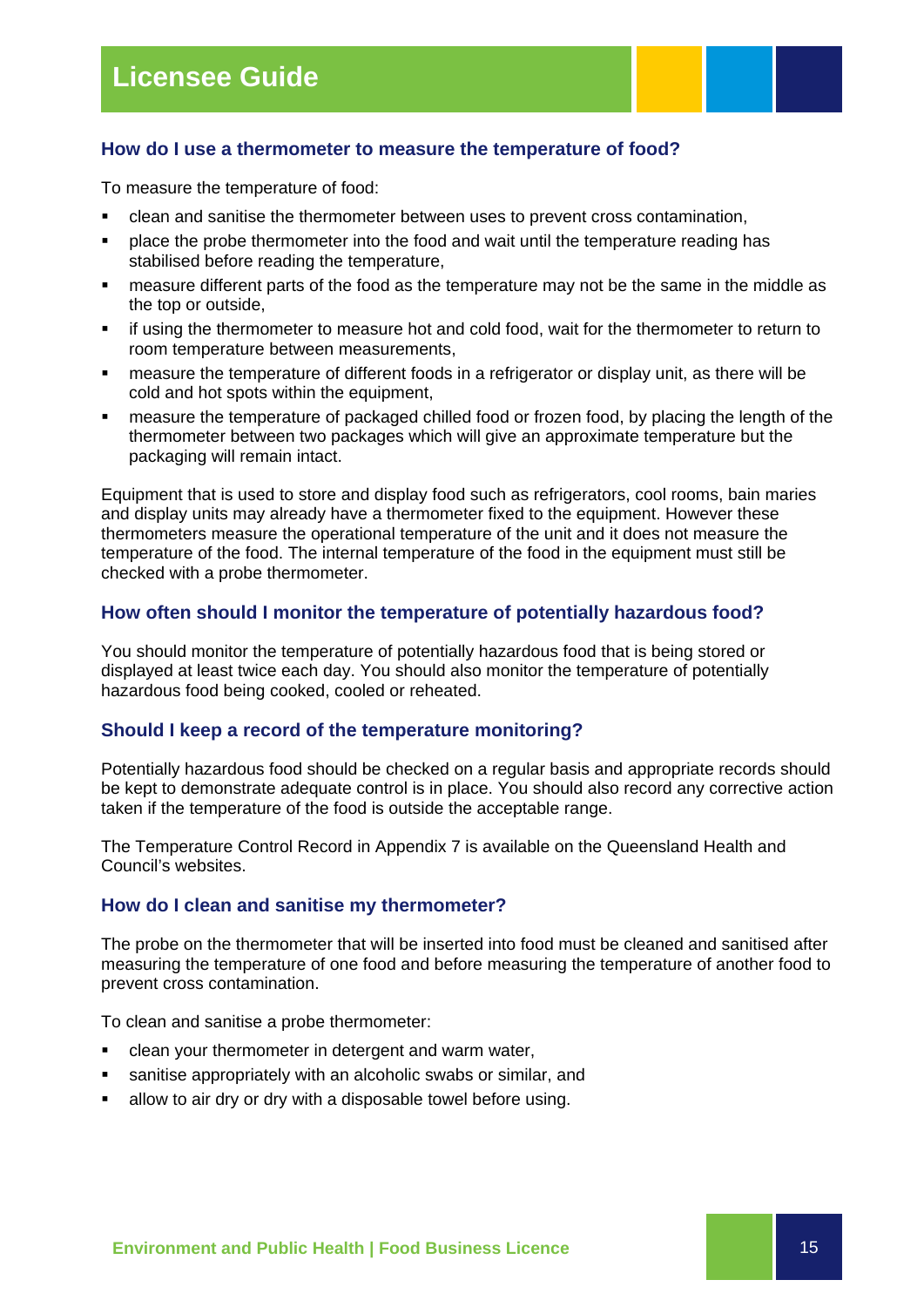### How do I use a thermometer to measure the temperature of food?

To measure the temperature of food:

- clean and sanitise the thermometer between uses to prevent cross contamination,
- place the probe thermometer into the food and wait until the temperature reading has stabilised before reading the temperature,
- measure different parts of the food as the temperature may not be the same in the middle as the top or outside,
- if using the thermometer to measure hot and cold food, wait for the thermometer to return to room temperature between measurements,
- measure the temperature of different foods in a refrigerator or display unit, as there will be cold and hot spots within the equipment,
- measure the temperature of packaged chilled food or frozen food, by placing the length of the thermometer between two packages which will give an approximate temperature but the packaging will remain intact.

Equipment that is used to store and display food such as refrigerators, cool rooms, bain maries and display units may already have a thermometer fixed to the equipment. However these thermometers measure the operational temperature of the unit and it does not measure the temperature of the food. The internal temperature of the food in the equipment must still be checked with a probe thermometer.

### How often should I monitor the temperature of potentially hazardous food?

You should monitor the temperature of potentially hazardous food that is being stored or displayed at least twice each day. You should also monitor the temperature of potentially hazardous food being cooked, cooled or reheated.

### Should I keep a record of the temperature monitoring?

Potentially hazardous food should be checked on a regular basis and appropriate records should be kept to demonstrate adequate control is in place. You should also record any corrective action taken if the temperature of the food is outside the acceptable range.

The Temperature Control Record in Appendix 7 is available on the Queensland Health and Council's websites.

### How do I clean and sanitise my thermometer?

The probe on the thermometer that will be inserted into food must be cleaned and sanitised after measuring the temperature of one food and before measuring the temperature of another food to prevent cross contamination.

To clean and sanitise a probe thermometer:

- clean your thermometer in detergent and warm water,
- sanitise appropriately with an alcoholic swabs or similar, and
- allow to air dry or dry with a disposable towel before using.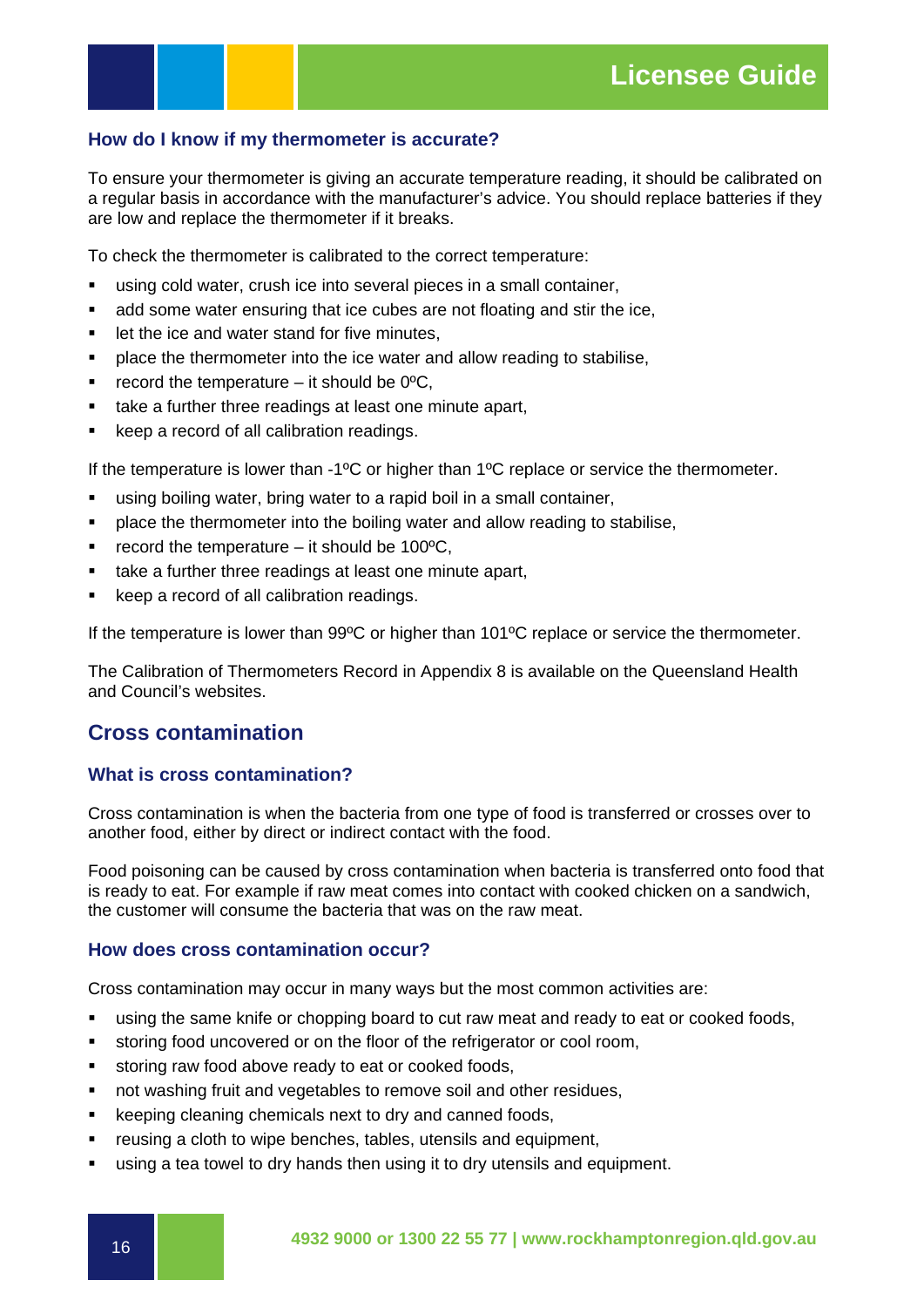### How do I know if my thermometer is accurate?

To ensure your thermometer is giving an accurate temperature reading, it should be calibrated on a regular basis in accordance with the manufacturer's advice. You should replace batteries if they are low and replace the thermometer if it breaks.

To check the thermometer is calibrated to the correct temperature:

- using cold water, crush ice into several pieces in a small container,
- add some water ensuring that ice cubes are not floating and stir the ice,
- let the ice and water stand for five minutes,
- place the thermometer into the ice water and allow reading to stabilise,
- record the temperature – it should be 0ºC,
- take a further three readings at least one minute apart,
- keep a record of all calibration readings.

If the temperature is lower than -1ºC or higher than 1ºC replace or service the thermometer.

- using boiling water, bring water to a rapid boil in a small container,
- place the thermometer into the boiling water and allow reading to stabilise,
- record the temperature – it should be 100ºC,
- take a further three readings at least one minute apart,
- keep a record of all calibration readings.

If the temperature is lower than 99ºC or higher than 101ºC replace or service the thermometer.

The Calibration of Thermometers Record in Appendix 8 is available on the Queensland Health and Council's websites.

## Cross contamination

### What is cross contamination?

Cross contamination is when the bacteria from one type of food is transferred or crosses over to another food, either by direct or indirect contact with the food.

Food poisoning can be caused by cross contamination when bacteria is transferred onto food that is ready to eat. For example if raw meat comes into contact with cooked chicken on a sandwich, the customer will consume the bacteria that was on the raw meat.

### How does cross contamination occur?

Cross contamination may occur in many ways but the most common activities are:

- using the same knife or chopping board to cut raw meat and ready to eat or cooked foods,
- storing food uncovered or on the floor of the refrigerator or cool room,
- storing raw food above ready to eat or cooked foods,
- not washing fruit and vegetables to remove soil and other residues,
- keeping cleaning chemicals next to dry and canned foods,
- reusing a cloth to wipe benches, tables, utensils and equipment,
- using a tea towel to dry hands then using it to dry utensils and equipment.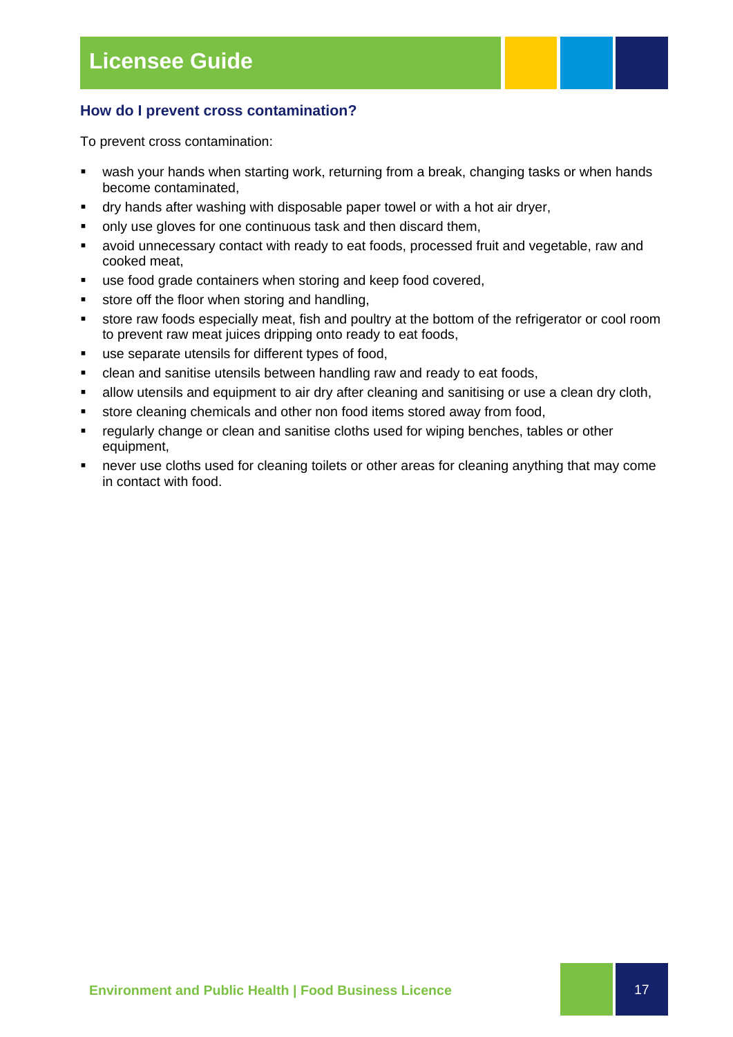## How do I prevent cross contamination?

To prevent cross contamination:

- wash your hands when starting work, returning from a break, changing tasks or when hands become contaminated,
- dry hands after washing with disposable paper towel or with a hot air dryer,
- only use gloves for one continuous task and then discard them,
- avoid unnecessary contact with ready to eat foods, processed fruit and vegetable, raw and cooked meat,
- use food grade containers when storing and keep food covered,
- store off the floor when storing and handling,
- store raw foods especially meat, fish and poultry at the bottom of the refrigerator or cool room to prevent raw meat juices dripping onto ready to eat foods,
- use separate utensils for different types of food,
- clean and sanitise utensils between handling raw and ready to eat foods,
- allow utensils and equipment to air dry after cleaning and sanitising or use a clean dry cloth,
- store cleaning chemicals and other non food items stored away from food,
- regularly change or clean and sanitise cloths used for wiping benches, tables or other equipment,
- never use cloths used for cleaning toilets or other areas for cleaning anything that may come in contact with food.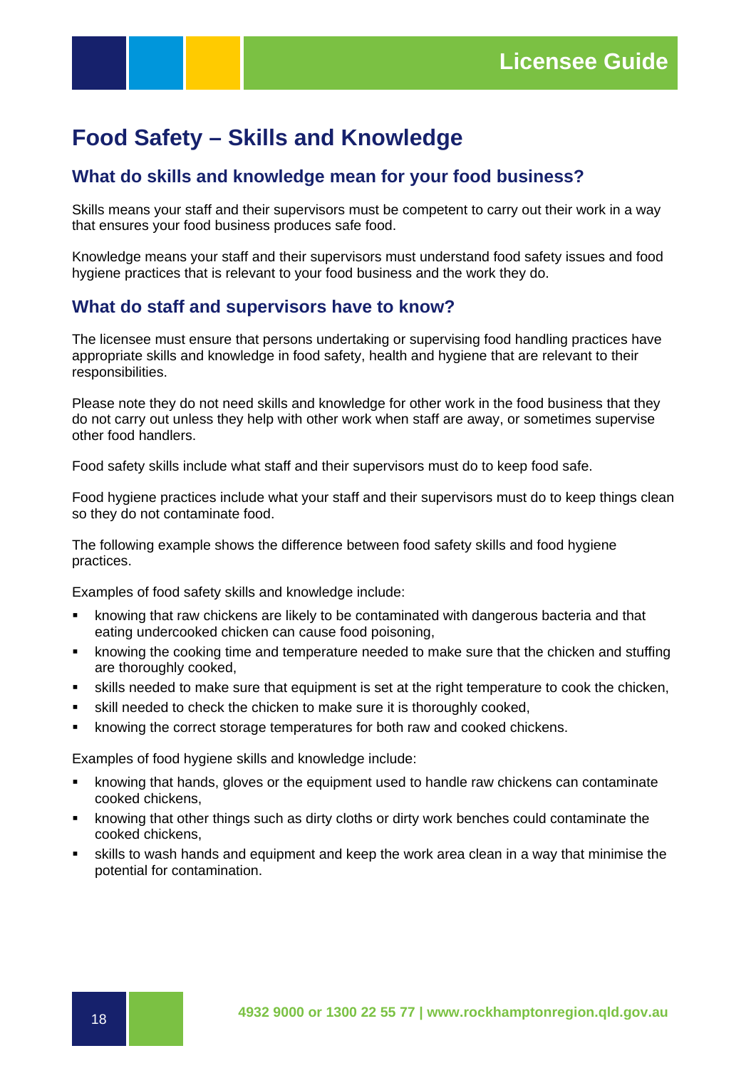# Food Safety – Skills and Knowledge

## What do skills and knowledge mean for your food business?

Skills means your staff and their supervisors must be competent to carry out their work in a way that ensures your food business produces safe food.

Knowledge means your staff and their supervisors must understand food safety issues and food hygiene practices that is relevant to your food business and the work they do.

## What do staff and supervisors have to know?

The licensee must ensure that persons undertaking or supervising food handling practices have appropriate skills and knowledge in food safety, health and hygiene that are relevant to their responsibilities.

Please note they do not need skills and knowledge for other work in the food business that they do not carry out unless they help with other work when staff are away, or sometimes supervise other food handlers.

Food safety skills include what staff and their supervisors must do to keep food safe.

Food hygiene practices include what your staff and their supervisors must do to keep things clean so they do not contaminate food.

The following example shows the difference between food safety skills and food hygiene practices.

Examples of food safety skills and knowledge include:

- knowing that raw chickens are likely to be contaminated with dangerous bacteria and that eating undercooked chicken can cause food poisoning,
- knowing the cooking time and temperature needed to make sure that the chicken and stuffing are thoroughly cooked,
- skills needed to make sure that equipment is set at the right temperature to cook the chicken,
- skill needed to check the chicken to make sure it is thoroughly cooked,
- knowing the correct storage temperatures for both raw and cooked chickens.

Examples of food hygiene skills and knowledge include:

- knowing that hands, gloves or the equipment used to handle raw chickens can contaminate cooked chickens,
- knowing that other things such as dirty cloths or dirty work benches could contaminate the cooked chickens,
- skills to wash hands and equipment and keep the work area clean in a way that minimise the potential for contamination.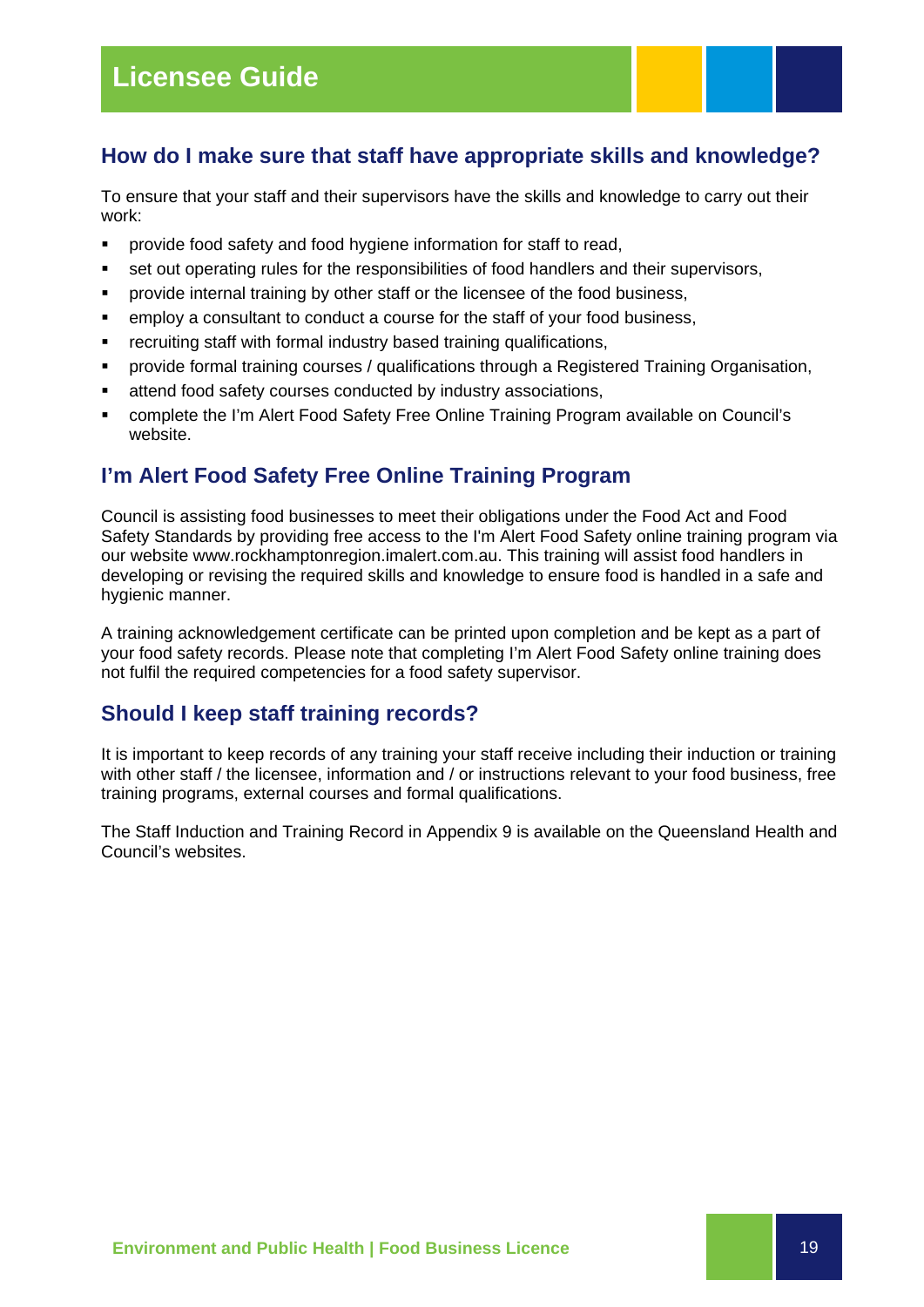## How do I make sure that staff have appropriate skills and knowledge?

To ensure that your staff and their supervisors have the skills and knowledge to carry out their work:

- provide food safety and food hygiene information for staff to read,
- set out operating rules for the responsibilities of food handlers and their supervisors,
- provide internal training by other staff or the licensee of the food business,
- employ a consultant to conduct a course for the staff of your food business,
- recruiting staff with formal industry based training qualifications,
- provide formal training courses / qualifications through a Registered Training Organisation,
- attend food safety courses conducted by industry associations,
- complete the I'm Alert Food Safety Free Online Training Program available on Council's website.

## I'm Alert Food Safety Free Online Training Program

Council is assisting food businesses to meet their obligations under the Food Act and Food Safety Standards by providing free access to the I'm Alert Food Safety online training program via our website www.rockhamptonregion.imalert.com.au. This training will assist food handlers in developing or revising the required skills and knowledge to ensure food is handled in a safe and hygienic manner.

A training acknowledgement certificate can be printed upon completion and be kept as a part of your food safety records. Please note that completing I'm Alert Food Safety online training does not fulfil the required competencies for a food safety supervisor.

## Should I keep staff training records?

It is important to keep records of any training your staff receive including their induction or training with other staff / the licensee, information and / or instructions relevant to your food business, free training programs, external courses and formal qualifications.

The Staff Induction and Training Record in Appendix 9 is available on the Queensland Health and Council's websites.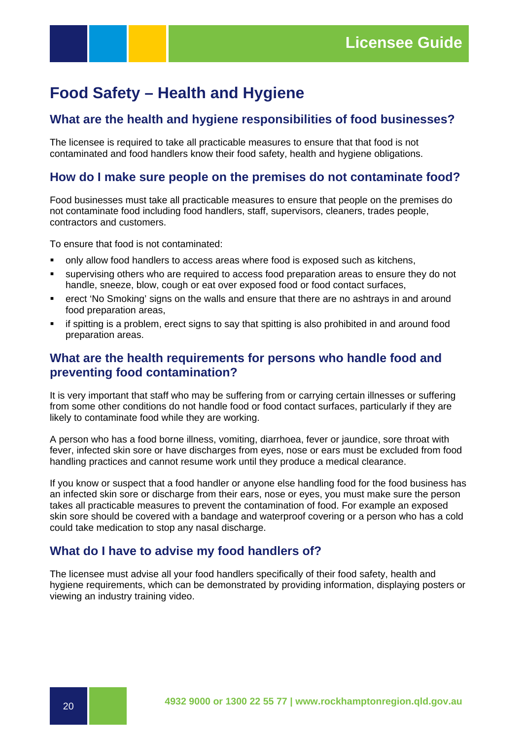# Food Safety – Health and Hygiene

## What are the health and hygiene responsibilities of food businesses?

The licensee is required to take all practicable measures to ensure that that food is not contaminated and food handlers know their food safety, health and hygiene obligations.

## How do I make sure people on the premises do not contaminate food?

Food businesses must take all practicable measures to ensure that people on the premises do not contaminate food including food handlers, staff, supervisors, cleaners, trades people, contractors and customers.

To ensure that food is not contaminated:

- only allow food handlers to access areas where food is exposed such as kitchens,
- supervising others who are required to access food preparation areas to ensure they do not handle, sneeze, blow, cough or eat over exposed food or food contact surfaces,
- erect 'No Smoking' signs on the walls and ensure that there are no ashtrays in and around food preparation areas,
- if spitting is a problem, erect signs to say that spitting is also prohibited in and around food preparation areas.

## What are the health requirements for persons who handle food and preventing food contamination?

It is very important that staff who may be suffering from or carrying certain illnesses or suffering from some other conditions do not handle food or food contact surfaces, particularly if they are likely to contaminate food while they are working.

A person who has a food borne illness, vomiting, diarrhoea, fever or jaundice, sore throat with fever, infected skin sore or have discharges from eyes, nose or ears must be excluded from food handling practices and cannot resume work until they produce a medical clearance.

If you know or suspect that a food handler or anyone else handling food for the food business has an infected skin sore or discharge from their ears, nose or eyes, you must make sure the person takes all practicable measures to prevent the contamination of food. For example an exposed skin sore should be covered with a bandage and waterproof covering or a person who has a cold could take medication to stop any nasal discharge.

## What do I have to advise my food handlers of?

The licensee must advise all your food handlers specifically of their food safety, health and hygiene requirements, which can be demonstrated by providing information, displaying posters or viewing an industry training video.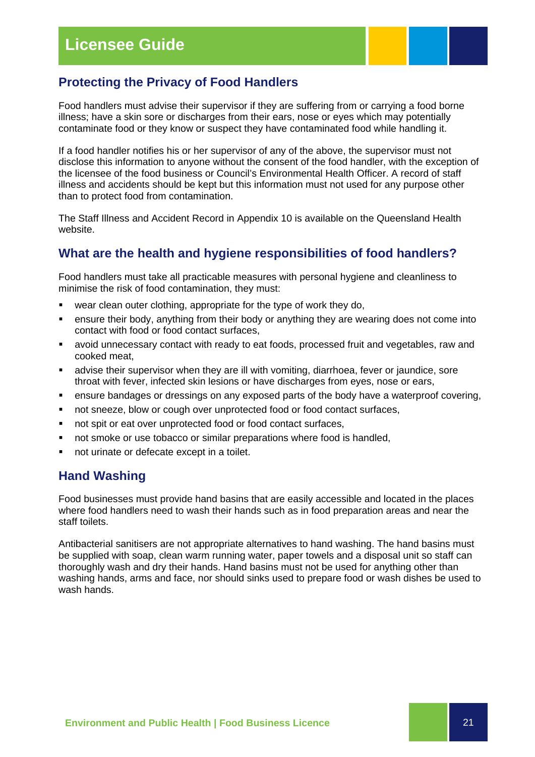## Protecting the Privacy of Food Handlers

Food handlers must advise their supervisor if they are suffering from or carrying a food borne illness; have a skin sore or discharges from their ears, nose or eyes which may potentially contaminate food or they know or suspect they have contaminated food while handling it.

If a food handler notifies his or her supervisor of any of the above, the supervisor must not disclose this information to anyone without the consent of the food handler, with the exception of the licensee of the food business or Council's Environmental Health Officer. A record of staff illness and accidents should be kept but this information must not used for any purpose other than to protect food from contamination.

The Staff Illness and Accident Record in Appendix 10 is available on the Queensland Health website.

## What are the health and hygiene responsibilities of food handlers?

Food handlers must take all practicable measures with personal hygiene and cleanliness to minimise the risk of food contamination, they must:

- wear clean outer clothing, appropriate for the type of work they do,
- ensure their body, anything from their body or anything they are wearing does not come into contact with food or food contact surfaces,
- avoid unnecessary contact with ready to eat foods, processed fruit and vegetables, raw and cooked meat,
- advise their supervisor when they are ill with vomiting, diarrhoea, fever or jaundice, sore throat with fever, infected skin lesions or have discharges from eyes, nose or ears,
- ensure bandages or dressings on any exposed parts of the body have a waterproof covering,
- not sneeze, blow or cough over unprotected food or food contact surfaces,
- not spit or eat over unprotected food or food contact surfaces,
- not smoke or use tobacco or similar preparations where food is handled,
- not urinate or defecate except in a toilet.

## Hand Washing

Food businesses must provide hand basins that are easily accessible and located in the places where food handlers need to wash their hands such as in food preparation areas and near the staff toilets.

Antibacterial sanitisers are not appropriate alternatives to hand washing. The hand basins must be supplied with soap, clean warm running water, paper towels and a disposal unit so staff can thoroughly wash and dry their hands. Hand basins must not be used for anything other than washing hands, arms and face, nor should sinks used to prepare food or wash dishes be used to wash hands.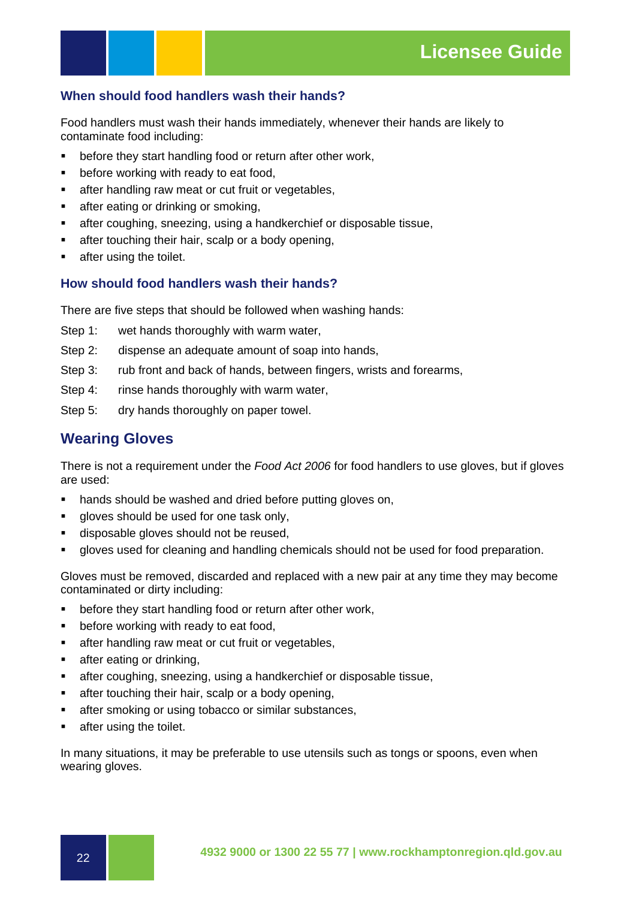### When should food handlers wash their hands?

Food handlers must wash their hands immediately, whenever their hands are likely to contaminate food including:

- before they start handling food or return after other work,
- before working with ready to eat food,
- after handling raw meat or cut fruit or vegetables,
- after eating or drinking or smoking,
- after coughing, sneezing, using a handkerchief or disposable tissue,
- after touching their hair, scalp or a body opening,
- after using the toilet.

### How should food handlers wash their hands?

There are five steps that should be followed when washing hands:

Step 1: wet hands thoroughly with warm water,

Step 2: dispense an adequate amount of soap into hands,

Step 3: rub front and back of hands, between fingers, wrists and forearms,

Step 4: rinse hands thoroughly with warm water,

Step 5: dry hands thoroughly on paper towel.

## Wearing Gloves

There is not a requirement under the *Food Act 2006* for food handlers to use gloves, but if gloves are used:

- hands should be washed and dried before putting gloves on,
- gloves should be used for one task only,
- disposable gloves should not be reused,
- gloves used for cleaning and handling chemicals should not be used for food preparation.

Gloves must be removed, discarded and replaced with a new pair at any time they may become contaminated or dirty including:

- before they start handling food or return after other work,
- before working with ready to eat food,
- after handling raw meat or cut fruit or vegetables,
- after eating or drinking,
- after coughing, sneezing, using a handkerchief or disposable tissue,
- after touching their hair, scalp or a body opening,
- after smoking or using tobacco or similar substances,
- after using the toilet.

In many situations, it may be preferable to use utensils such as tongs or spoons, even when wearing gloves.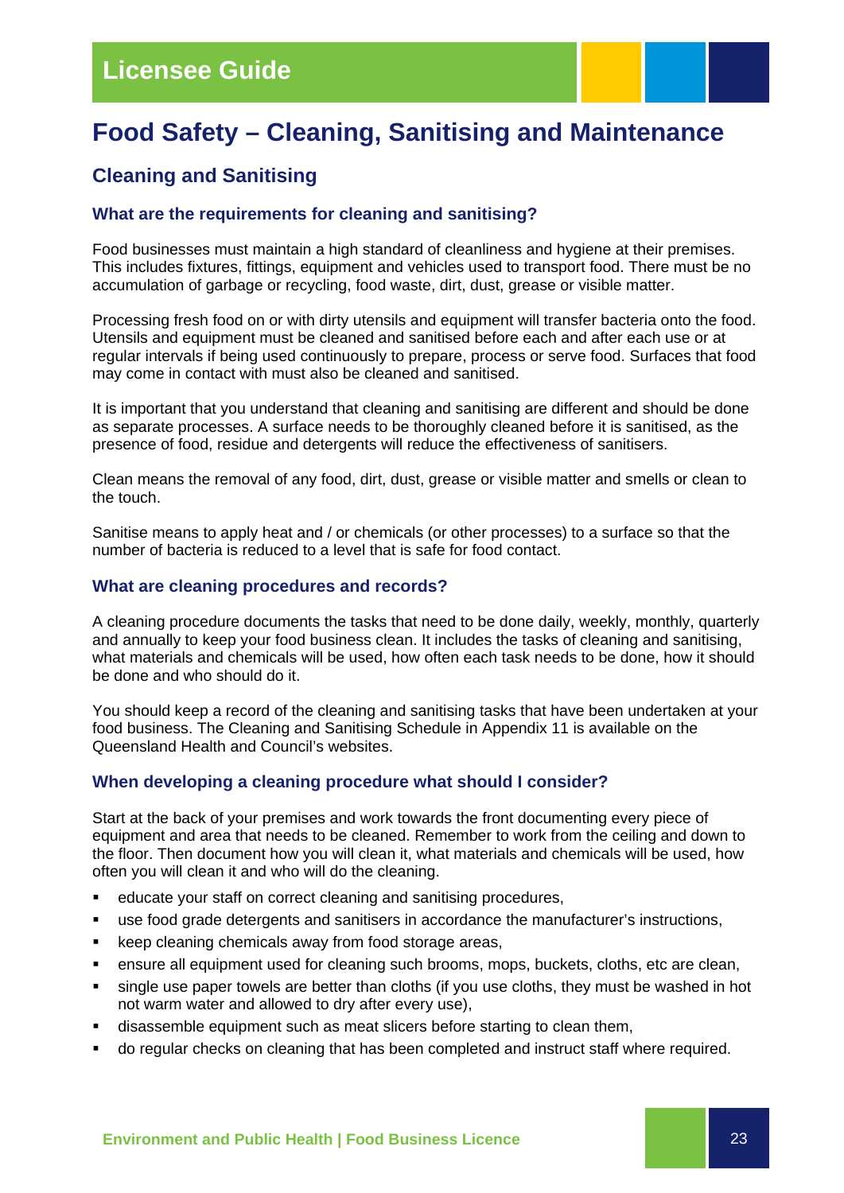# Food Safety – Cleaning, Sanitising and Maintenance

## Cleaning and Sanitising

### What are the requirements for cleaning and sanitising?

Food businesses must maintain a high standard of cleanliness and hygiene at their premises. This includes fixtures, fittings, equipment and vehicles used to transport food. There must be no accumulation of garbage or recycling, food waste, dirt, dust, grease or visible matter.

Processing fresh food on or with dirty utensils and equipment will transfer bacteria onto the food. Utensils and equipment must be cleaned and sanitised before each and after each use or at regular intervals if being used continuously to prepare, process or serve food. Surfaces that food may come in contact with must also be cleaned and sanitised.

It is important that you understand that cleaning and sanitising are different and should be done as separate processes. A surface needs to be thoroughly cleaned before it is sanitised, as the presence of food, residue and detergents will reduce the effectiveness of sanitisers.

Clean means the removal of any food, dirt, dust, grease or visible matter and smells or clean to the touch.

Sanitise means to apply heat and / or chemicals (or other processes) to a surface so that the number of bacteria is reduced to a level that is safe for food contact.

### What are cleaning procedures and records?

A cleaning procedure documents the tasks that need to be done daily, weekly, monthly, quarterly and annually to keep your food business clean. It includes the tasks of cleaning and sanitising, what materials and chemicals will be used, how often each task needs to be done, how it should be done and who should do it.

You should keep a record of the cleaning and sanitising tasks that have been undertaken at your food business. The Cleaning and Sanitising Schedule in Appendix 11 is available on the Queensland Health and Council's websites.

### When developing a cleaning procedure what should I consider?

Start at the back of your premises and work towards the front documenting every piece of equipment and area that needs to be cleaned. Remember to work from the ceiling and down to the floor. Then document how you will clean it, what materials and chemicals will be used, how often you will clean it and who will do the cleaning.

- educate your staff on correct cleaning and sanitising procedures,
- use food grade detergents and sanitisers in accordance the manufacturer's instructions,
- keep cleaning chemicals away from food storage areas,
- ensure all equipment used for cleaning such brooms, mops, buckets, cloths, etc are clean,
- single use paper towels are better than cloths (if you use cloths, they must be washed in hot not warm water and allowed to dry after every use),
- disassemble equipment such as meat slicers before starting to clean them,
- do regular checks on cleaning that has been completed and instruct staff where required.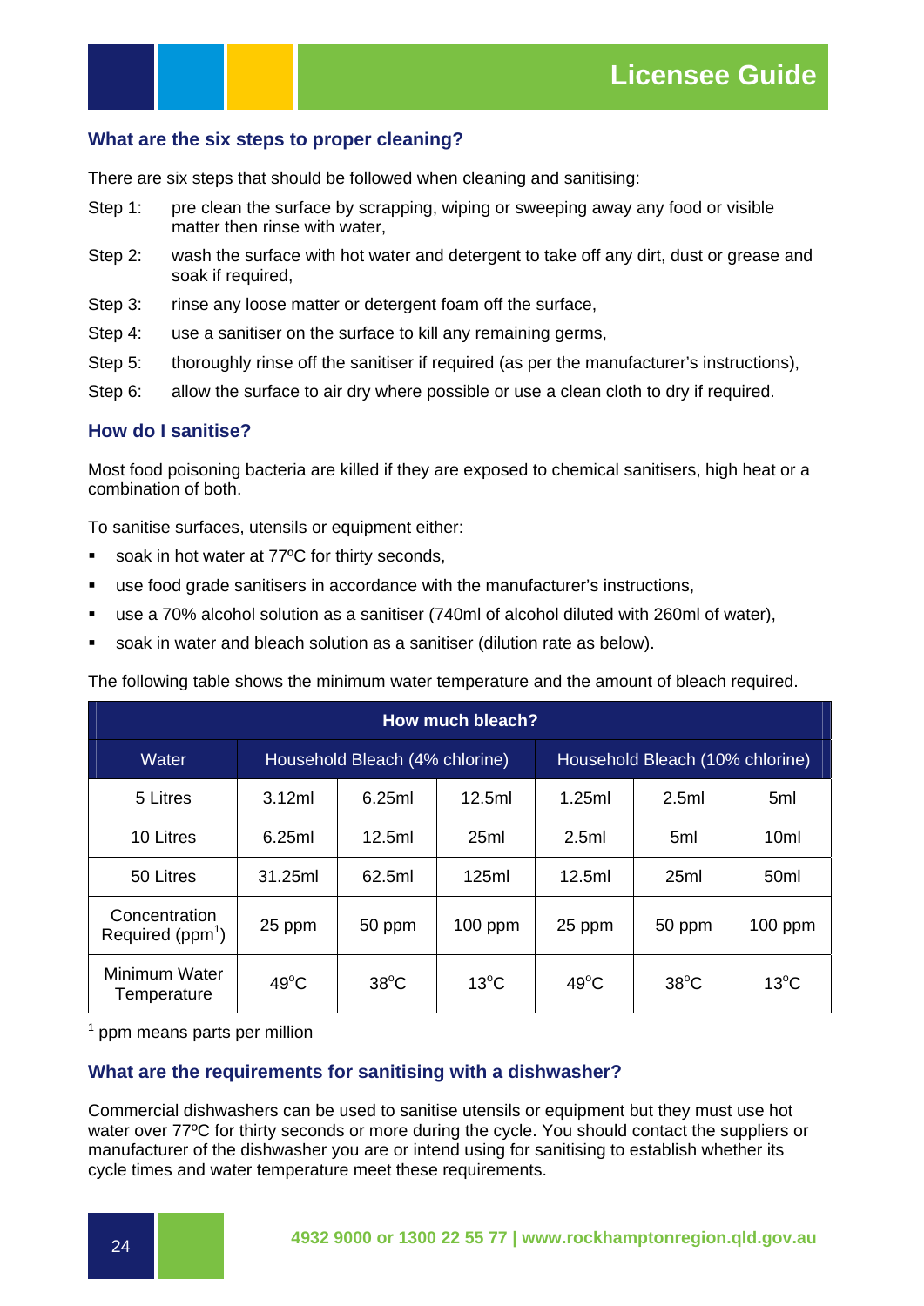## What are the six steps to proper cleaning?

There are six steps that should be followed when cleaning and sanitising:

Step 1: pre clean the surface by scrapping, wiping or sweeping away any food or visible matter then rinse with water,

Step 2: wash the surface with hot water and detergent to take off any dirt, dust or grease and soak if required,

Step 3: rinse any loose matter or detergent foam off the surface,

Step 4: use a sanitiser on the surface to kill any remaining germs,

Step 5: thoroughly rinse off the sanitiser if required (as per the manufacturer's instructions),

Step 6: allow the surface to air dry where possible or use a clean cloth to dry if required.

## How do I sanitise?

Most food poisoning bacteria are killed if they are exposed to chemical sanitisers, high heat or a combination of both.

To sanitise surfaces, utensils or equipment either:

- soak in hot water at 77ºC for thirty seconds,
- use food grade sanitisers in accordance with the manufacturer's instructions,
- use a 70% alcohol solution as a sanitiser (740ml of alcohol diluted with 260ml of water),
- soak in water and bleach solution as a sanitiser (dilution rate as below).

The following table shows the minimum water temperature and the amount of bleach required.

| How much bleach? | | | | | | |
|---|---|---|---|---|---|---|
| Water | Household Bleach (4% chlorine) | | | Household Bleach (10% chlorine) | | |
| 5 Litres | 3.12ml | 6.25ml | 12.5ml | 1.25ml | 2.5ml | 5ml |
| 10 Litres | 6.25ml | 12.5ml | 25ml | 2.5ml | 5ml | 10ml |
| 50 Litres | 31.25ml | 62.5ml | 125ml | 12.5ml | 25ml | 50ml |
| Concentration Required (ppm[1]) | 25 ppm | 50 ppm | 100 ppm | 25 ppm | 50 ppm | 100 ppm |
| Minimum Water Temperature | 49°C | 38°C | 13°C | 49°C | 38°C | 13°C |

[1] ppm means parts per million

## What are the requirements for sanitising with a dishwasher?

Commercial dishwashers can be used to sanitise utensils or equipment but they must use hot water over 77ºC for thirty seconds or more during the cycle. You should contact the suppliers or manufacturer of the dishwasher you are or intend using for sanitising to establish whether its cycle times and water temperature meet these requirements.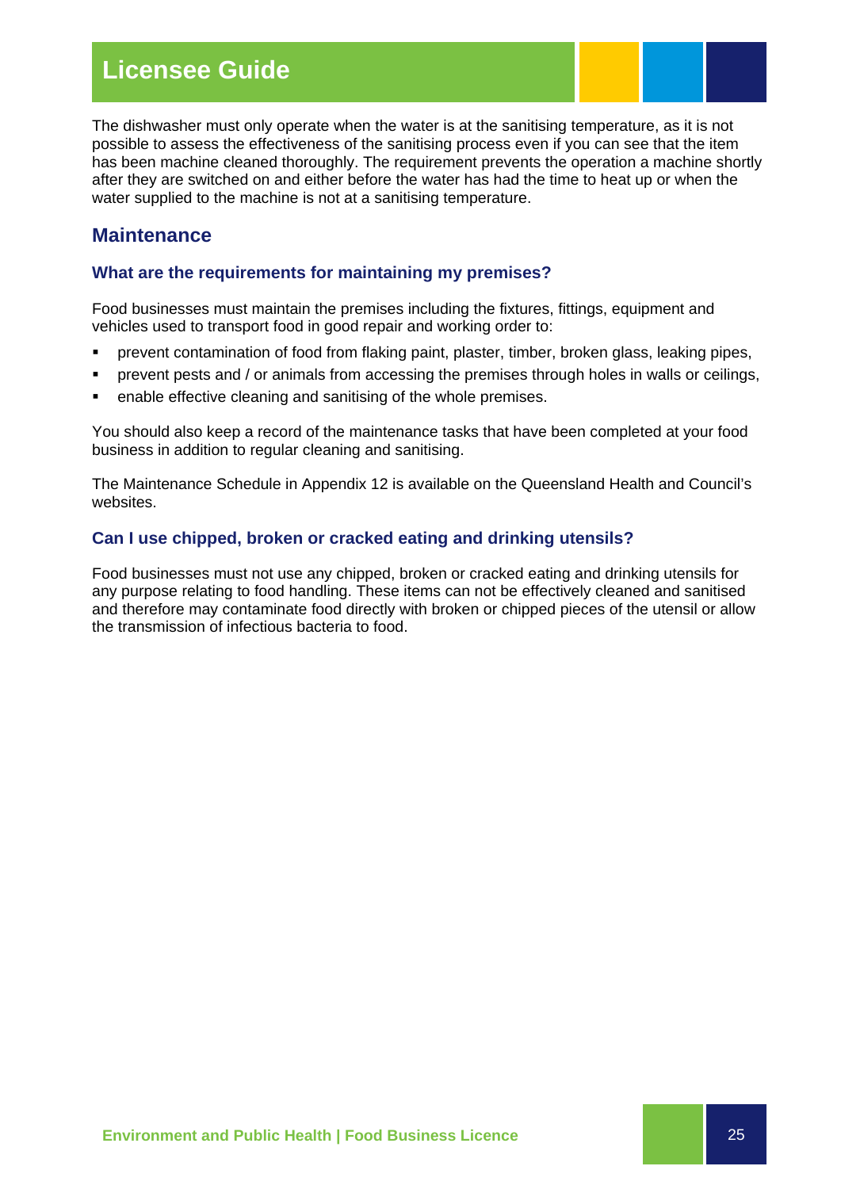The dishwasher must only operate when the water is at the sanitising temperature, as it is not possible to assess the effectiveness of the sanitising process even if you can see that the item has been machine cleaned thoroughly. The requirement prevents the operation a machine shortly after they are switched on and either before the water has had the time to heat up or when the water supplied to the machine is not at a sanitising temperature.

## Maintenance

### What are the requirements for maintaining my premises?

Food businesses must maintain the premises including the fixtures, fittings, equipment and vehicles used to transport food in good repair and working order to:

- prevent contamination of food from flaking paint, plaster, timber, broken glass, leaking pipes,
- prevent pests and / or animals from accessing the premises through holes in walls or ceilings,
- enable effective cleaning and sanitising of the whole premises.

You should also keep a record of the maintenance tasks that have been completed at your food business in addition to regular cleaning and sanitising.

The Maintenance Schedule in Appendix 12 is available on the Queensland Health and Council's websites.

### Can I use chipped, broken or cracked eating and drinking utensils?

Food businesses must not use any chipped, broken or cracked eating and drinking utensils for any purpose relating to food handling. These items can not be effectively cleaned and sanitised and therefore may contaminate food directly with broken or chipped pieces of the utensil or allow the transmission of infectious bacteria to food.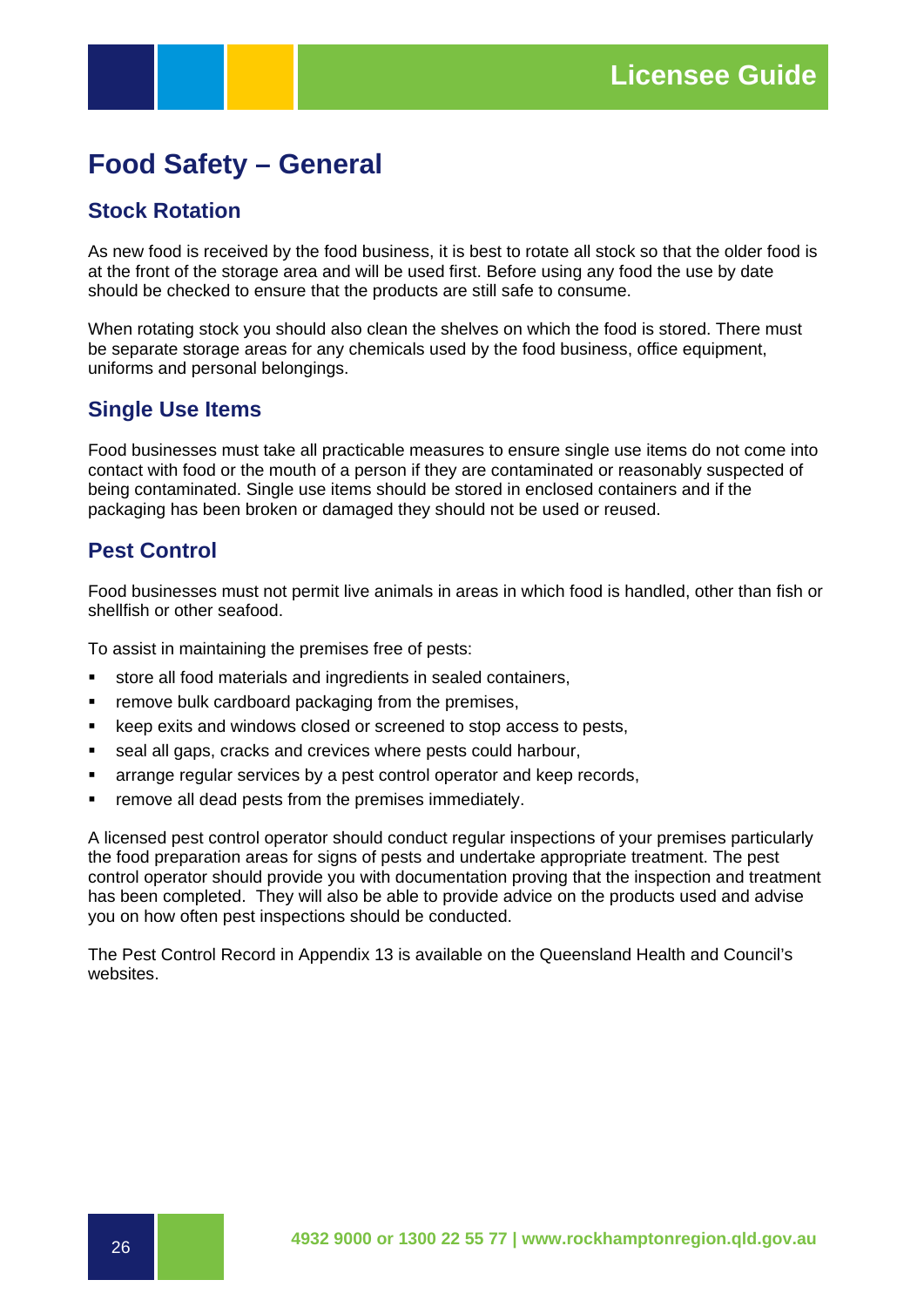# Food Safety – General

## Stock Rotation

As new food is received by the food business, it is best to rotate all stock so that the older food is at the front of the storage area and will be used first. Before using any food the use by date should be checked to ensure that the products are still safe to consume.

When rotating stock you should also clean the shelves on which the food is stored. There must be separate storage areas for any chemicals used by the food business, office equipment, uniforms and personal belongings.

## Single Use Items

Food businesses must take all practicable measures to ensure single use items do not come into contact with food or the mouth of a person if they are contaminated or reasonably suspected of being contaminated. Single use items should be stored in enclosed containers and if the packaging has been broken or damaged they should not be used or reused.

## Pest Control

Food businesses must not permit live animals in areas in which food is handled, other than fish or shellfish or other seafood.

To assist in maintaining the premises free of pests:

- store all food materials and ingredients in sealed containers,
- remove bulk cardboard packaging from the premises,
- keep exits and windows closed or screened to stop access to pests,
- seal all gaps, cracks and crevices where pests could harbour,
- arrange regular services by a pest control operator and keep records,
- remove all dead pests from the premises immediately.

A licensed pest control operator should conduct regular inspections of your premises particularly the food preparation areas for signs of pests and undertake appropriate treatment. The pest control operator should provide you with documentation proving that the inspection and treatment has been completed. They will also be able to provide advice on the products used and advise you on how often pest inspections should be conducted.

The Pest Control Record in Appendix 13 is available on the Queensland Health and Council's websites.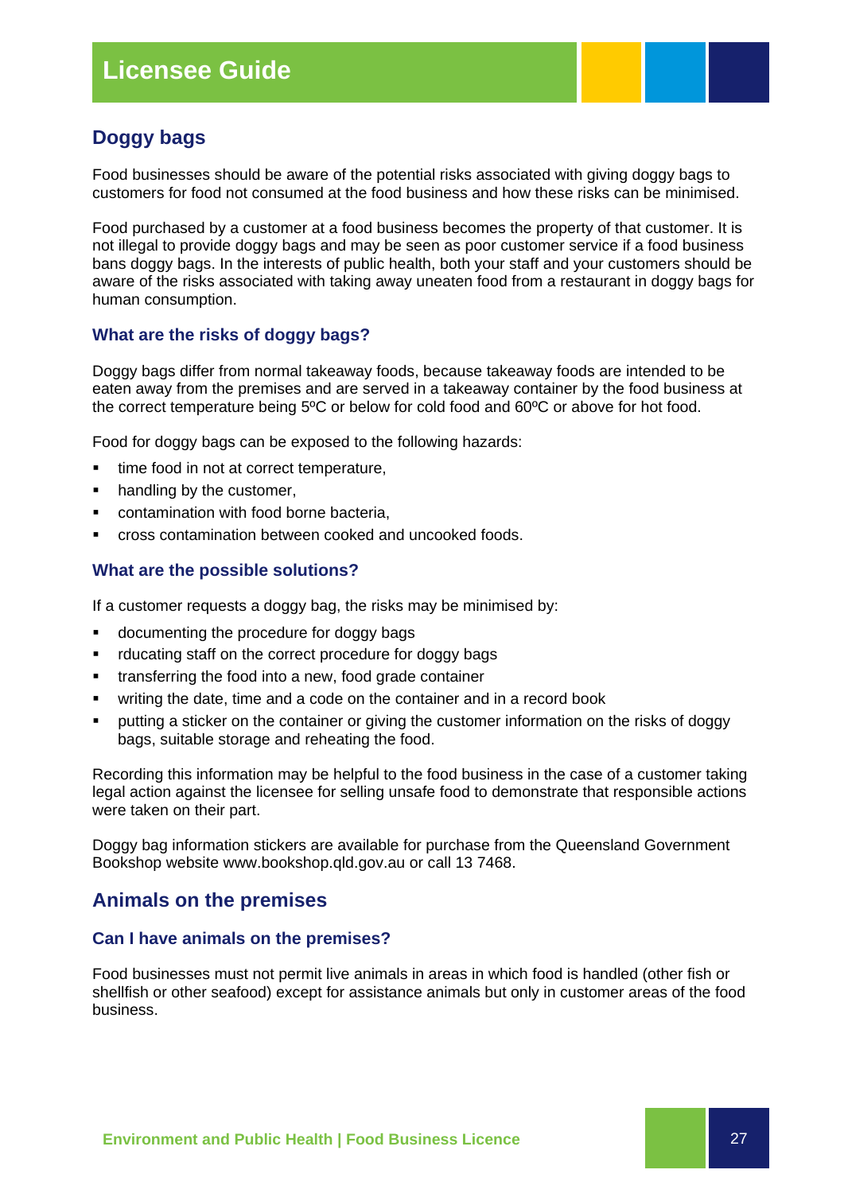## Doggy bags

Food businesses should be aware of the potential risks associated with giving doggy bags to customers for food not consumed at the food business and how these risks can be minimised.

Food purchased by a customer at a food business becomes the property of that customer. It is not illegal to provide doggy bags and may be seen as poor customer service if a food business bans doggy bags. In the interests of public health, both your staff and your customers should be aware of the risks associated with taking away uneaten food from a restaurant in doggy bags for human consumption.

### What are the risks of doggy bags?

Doggy bags differ from normal takeaway foods, because takeaway foods are intended to be eaten away from the premises and are served in a takeaway container by the food business at the correct temperature being 5ºC or below for cold food and 60ºC or above for hot food.

Food for doggy bags can be exposed to the following hazards:

- time food in not at correct temperature,
- handling by the customer,
- contamination with food borne bacteria,
- cross contamination between cooked and uncooked foods.

### What are the possible solutions?

If a customer requests a doggy bag, the risks may be minimised by:

- documenting the procedure for doggy bags
- rducating staff on the correct procedure for doggy bags
- transferring the food into a new, food grade container
- writing the date, time and a code on the container and in a record book
- putting a sticker on the container or giving the customer information on the risks of doggy bags, suitable storage and reheating the food.

Recording this information may be helpful to the food business in the case of a customer taking legal action against the licensee for selling unsafe food to demonstrate that responsible actions were taken on their part.

Doggy bag information stickers are available for purchase from the Queensland Government Bookshop website www.bookshop.qld.gov.au or call 13 7468.

## Animals on the premises

### Can I have animals on the premises?

Food businesses must not permit live animals in areas in which food is handled (other fish or shellfish or other seafood) except for assistance animals but only in customer areas of the food business.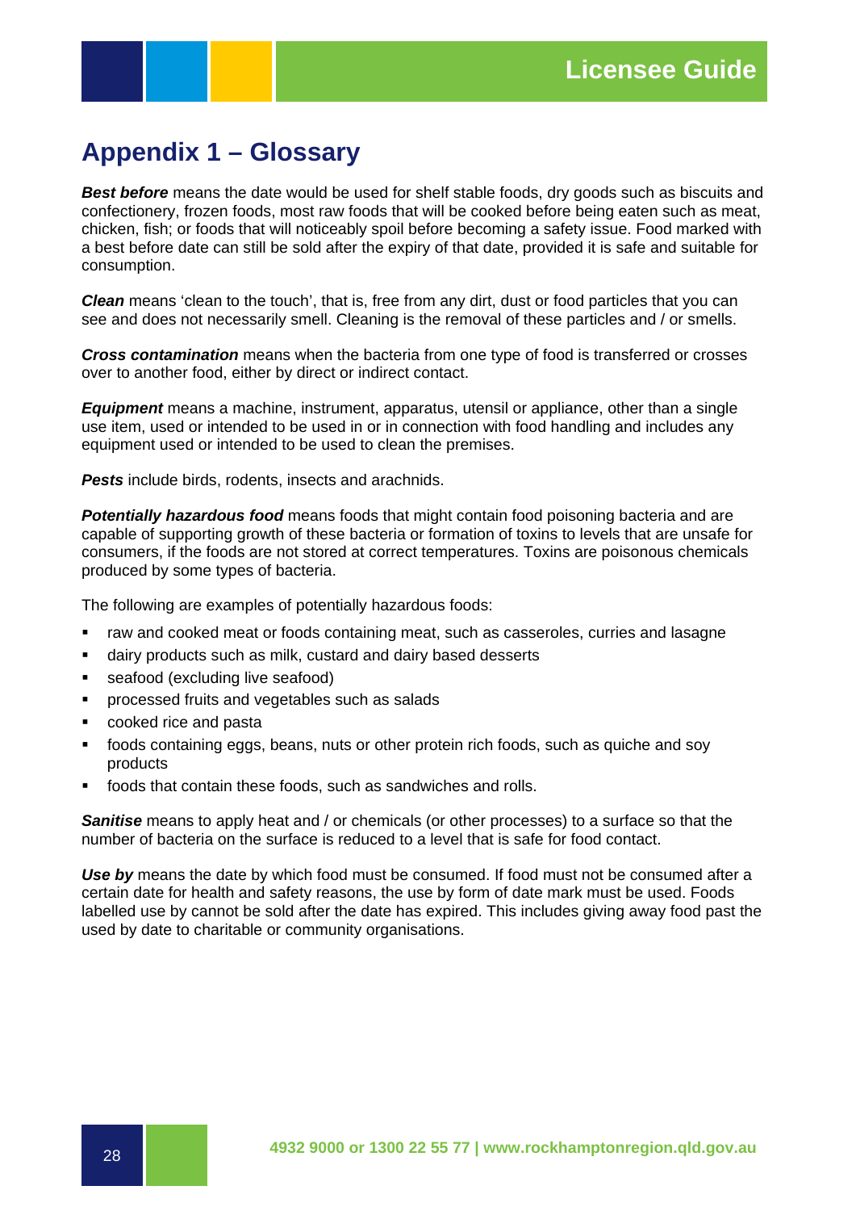# Appendix 1 – Glossary

***Best before*** means the date would be used for shelf stable foods, dry goods such as biscuits and confectionery, frozen foods, most raw foods that will be cooked before being eaten such as meat, chicken, fish; or foods that will noticeably spoil before becoming a safety issue. Food marked with a best before date can still be sold after the expiry of that date, provided it is safe and suitable for consumption.

***Clean*** means 'clean to the touch', that is, free from any dirt, dust or food particles that you can see and does not necessarily smell. Cleaning is the removal of these particles and / or smells.

***Cross contamination*** means when the bacteria from one type of food is transferred or crosses over to another food, either by direct or indirect contact.

***Equipment*** means a machine, instrument, apparatus, utensil or appliance, other than a single use item, used or intended to be used in or in connection with food handling and includes any equipment used or intended to be used to clean the premises.

***Pests*** include birds, rodents, insects and arachnids.

***Potentially hazardous food*** means foods that might contain food poisoning bacteria and are capable of supporting growth of these bacteria or formation of toxins to levels that are unsafe for consumers, if the foods are not stored at correct temperatures. Toxins are poisonous chemicals produced by some types of bacteria.

The following are examples of potentially hazardous foods:

- raw and cooked meat or foods containing meat, such as casseroles, curries and lasagne
- dairy products such as milk, custard and dairy based desserts
- seafood (excluding live seafood)
- processed fruits and vegetables such as salads
- cooked rice and pasta
- foods containing eggs, beans, nuts or other protein rich foods, such as quiche and soy products
- foods that contain these foods, such as sandwiches and rolls.

***Sanitise*** means to apply heat and / or chemicals (or other processes) to a surface so that the number of bacteria on the surface is reduced to a level that is safe for food contact.

***Use by*** means the date by which food must be consumed. If food must not be consumed after a certain date for health and safety reasons, the use by form of date mark must be used. Foods labelled use by cannot be sold after the date has expired. This includes giving away food past the used by date to charitable or community organisations.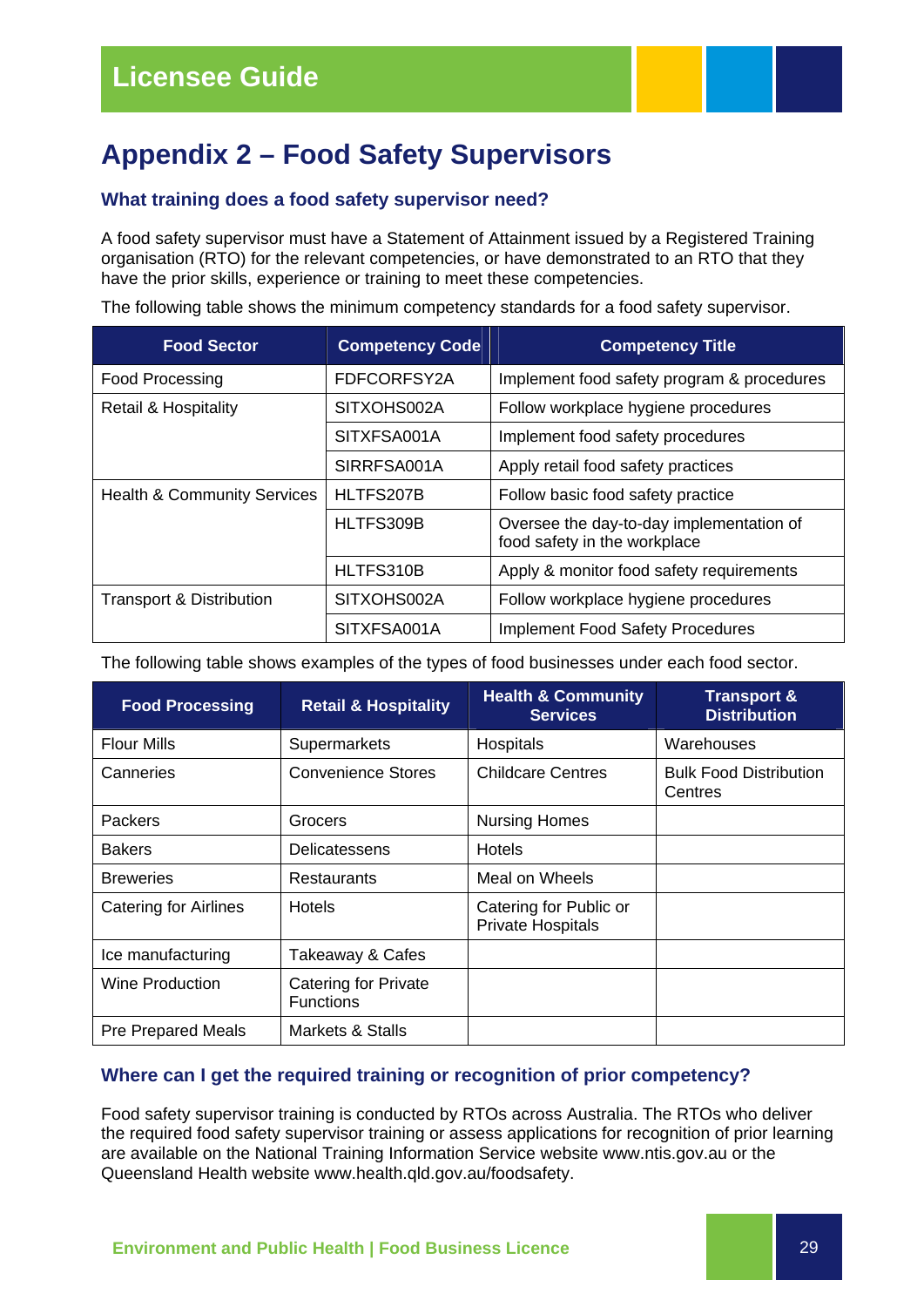# Appendix 2 – Food Safety Supervisors

### What training does a food safety supervisor need?

A food safety supervisor must have a Statement of Attainment issued by a Registered Training organisation (RTO) for the relevant competencies, or have demonstrated to an RTO that they have the prior skills, experience or training to meet these competencies.

The following table shows the minimum competency standards for a food safety supervisor.

| Food Sector | Competency Code | Competency Title |
|---|---|---|
| Food Processing | FDFCORFSY2A | Implement food safety program & procedures |
| Retail & Hospitality | SITXOHS002A | Follow workplace hygiene procedures |
| | SITXFSA001A | Implement food safety procedures |
| | SIRRFSA001A | Apply retail food safety practices |
| Health & Community Services | HLTFS207B | Follow basic food safety practice |
| | HLTFS309B | Oversee the day-to-day implementation of food safety in the workplace |
| | HLTFS310B | Apply & monitor food safety requirements |
| Transport & Distribution | SITXOHS002A | Follow workplace hygiene procedures |
| | SITXFSA001A | Implement Food Safety Procedures |

The following table shows examples of the types of food businesses under each food sector.

| Food Processing | Retail & Hospitality | Health & Community Services | Transport & Distribution |
|---|---|---|---|
| Flour Mills | Supermarkets | Hospitals | Warehouses |
| Canneries | Convenience Stores | Childcare Centres | Bulk Food Distribution Centres |
| Packers | Grocers | Nursing Homes | |
| Bakers | Delicatessens | Hotels | |
| Breweries | Restaurants | Meal on Wheels | |
| Catering for Airlines | Hotels | Catering for Public or Private Hospitals | |
| Ice manufacturing | Takeaway & Cafes | | |
| Wine Production | Catering for Private Functions | | |
| Pre Prepared Meals | Markets & Stalls | | |

### Where can I get the required training or recognition of prior competency?

Food safety supervisor training is conducted by RTOs across Australia. The RTOs who deliver the required food safety supervisor training or assess applications for recognition of prior learning are available on the National Training Information Service website www.ntis.gov.au or the Queensland Health website www.health.qld.gov.au/foodsafety.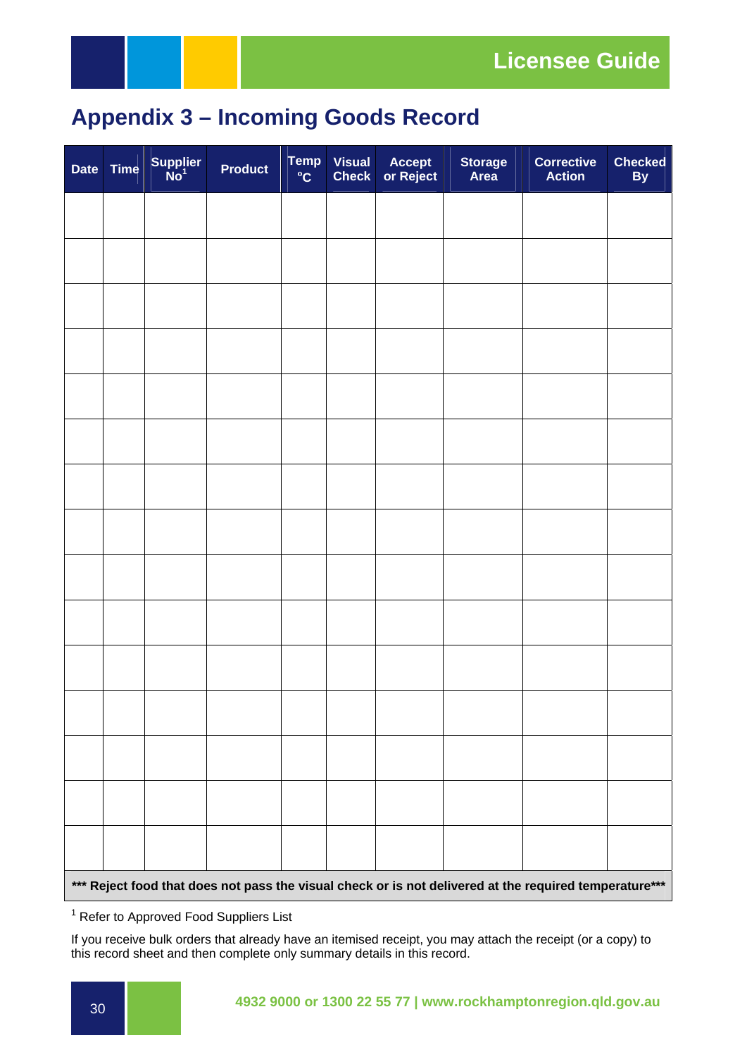## Appendix 3 – Incoming Goods Record

| Date | Time | Supplier No[1] | Product | Temp °C | Visual Check | Accept or Reject | Storage Area | Corrective Action | Checked By |
|---|---|---|---|---|---|---|---|---|---|
| | | | | | | | | | |
| | | | | | | | | | |
| | | | | | | | | | |
| | | | | | | | | | |
| | | | | | | | | | |
| | | | | | | | | | |
| | | | | | | | | | |
| | | | | | | | | | |
| | | | | | | | | | |
| | | | | | | | | | |
| | | | | | | | | | |
| | | | | | | | | | |
| | | | | | | | | | |
| | | | | | | | | | |
| | | | | | | | | | |

**\*\*\* Reject food that does not pass the visual check or is not delivered at the required temperature\*\*\***

[1] Refer to Approved Food Suppliers List

If you receive bulk orders that already have an itemised receipt, you may attach the receipt (or a copy) to this record sheet and then complete only summary details in this record.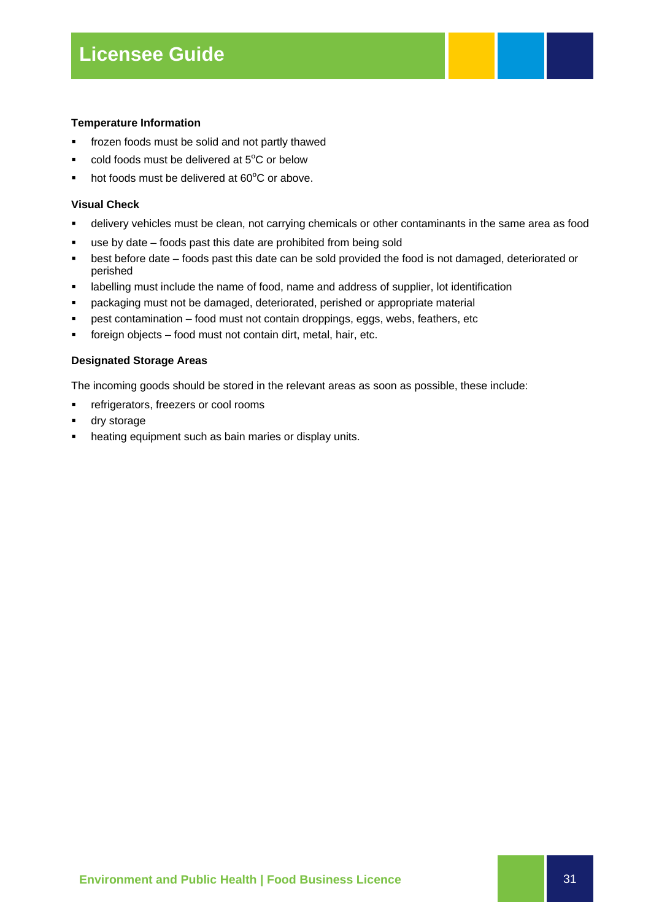#### Temperature Information

- frozen foods must be solid and not partly thawed
- cold foods must be delivered at 5°C or below
- hot foods must be delivered at 60°C or above.

#### Visual Check

- delivery vehicles must be clean, not carrying chemicals or other contaminants in the same area as food
- use by date – foods past this date are prohibited from being sold
- best before date – foods past this date can be sold provided the food is not damaged, deteriorated or perished
- labelling must include the name of food, name and address of supplier, lot identification
- packaging must not be damaged, deteriorated, perished or appropriate material
- pest contamination – food must not contain droppings, eggs, webs, feathers, etc
- foreign objects – food must not contain dirt, metal, hair, etc.

#### Designated Storage Areas

The incoming goods should be stored in the relevant areas as soon as possible, these include:

- refrigerators, freezers or cool rooms
- dry storage
- heating equipment such as bain maries or display units.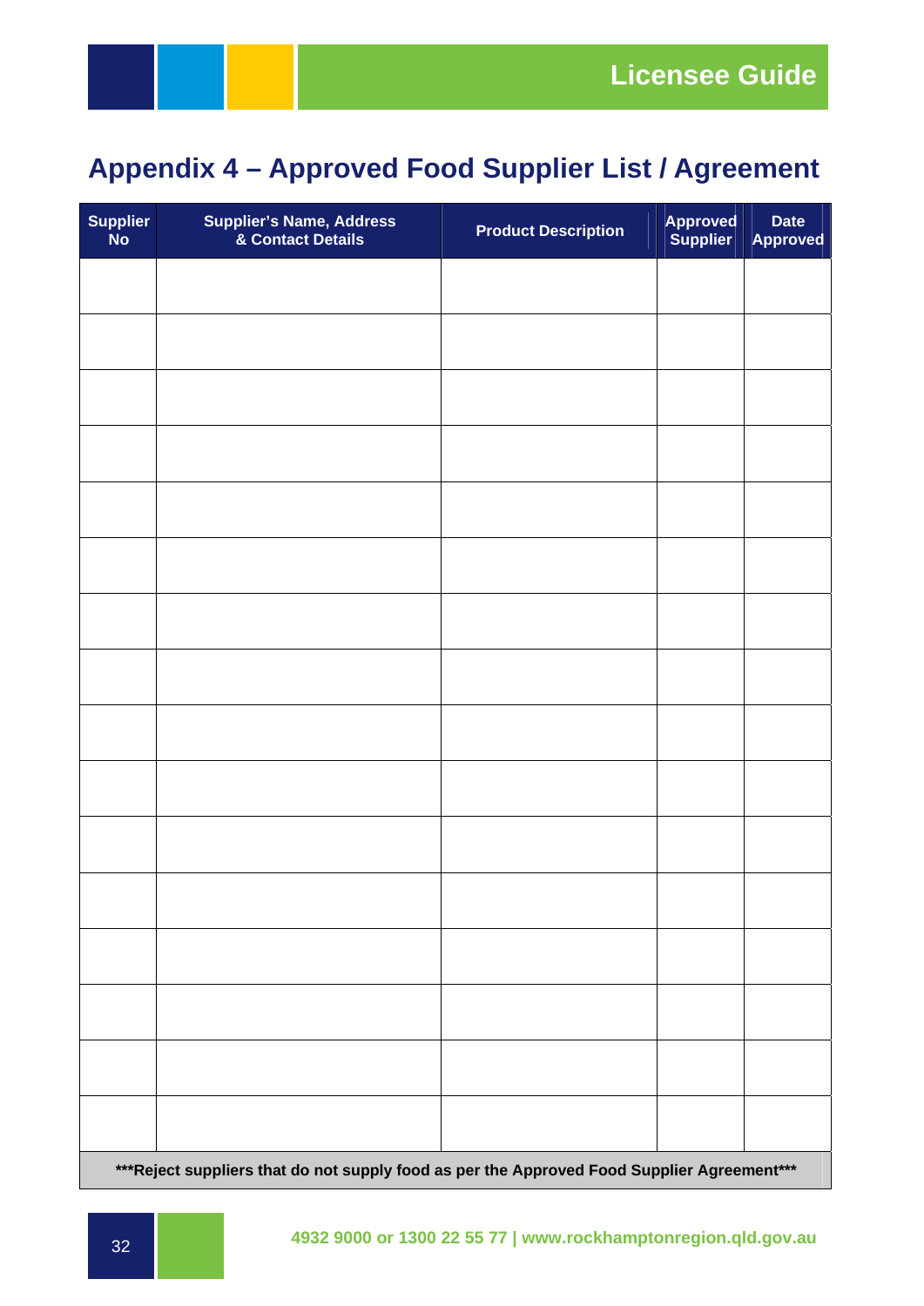## Appendix 4 – Approved Food Supplier List / Agreement

| Supplier No | Supplier's Name, Address & Contact Details | Product Description | Approved Supplier | Date Approved |
|---|---|---|---|---|
| | | | | |
| | | | | |
| | | | | |
| | | | | |
| | | | | |
| | | | | |
| | | | | |
| | | | | |
| | | | | |
| | | | | |
| | | | | |
| | | | | |
| | | | | |
| | | | | |
| | | | | |
| | | | | |

**\*\*\*Reject suppliers that do not supply food as per the Approved Food Supplier Agreement\*\*\***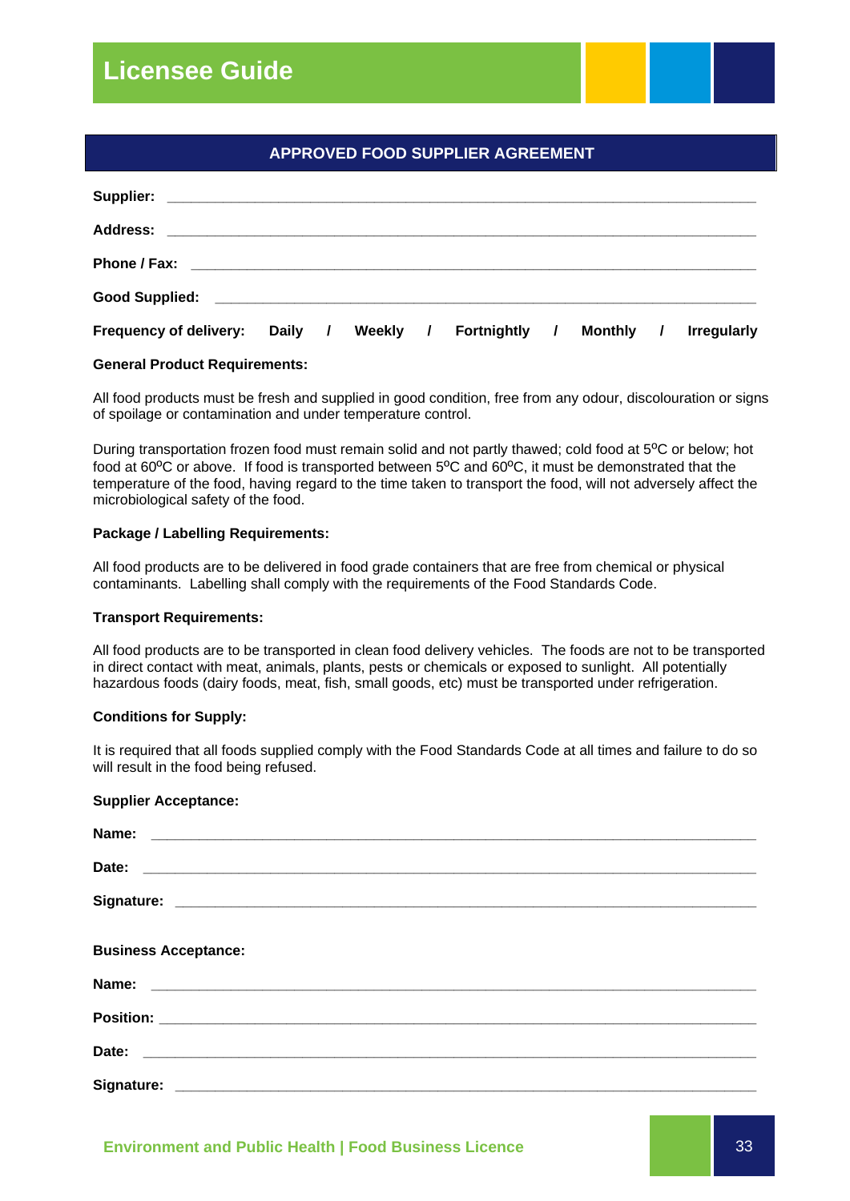## APPROVED FOOD SUPPLIER AGREEMENT

**Supplier:** ____________________________________________________________________________

**Address:** ____________________________________________________________________________

**Phone / Fax:** ________________________________________________________________________

**Good Supplied:** ______________________________________________________________________

**Frequency of delivery: Daily / Weekly / Fortnightly / Monthly / Irregularly**

**General Product Requirements:**

All food products must be fresh and supplied in good condition, free from any odour, discolouration or signs of spoilage or contamination and under temperature control.

During transportation frozen food must remain solid and not partly thawed; cold food at 5ºC or below; hot food at 60ºC or above. If food is transported between 5ºC and 60ºC, it must be demonstrated that the temperature of the food, having regard to the time taken to transport the food, will not adversely affect the microbiological safety of the food.

**Package / Labelling Requirements:**

All food products are to be delivered in food grade containers that are free from chemical or physical contaminants. Labelling shall comply with the requirements of the Food Standards Code.

**Transport Requirements:**

All food products are to be transported in clean food delivery vehicles. The foods are not to be transported in direct contact with meat, animals, plants, pests or chemicals or exposed to sunlight. All potentially hazardous foods (dairy foods, meat, fish, small goods, etc) must be transported under refrigeration.

**Conditions for Supply:**

It is required that all foods supplied comply with the Food Standards Code at all times and failure to do so will result in the food being refused.

**Supplier Acceptance:**

**Name:** ______________________________________________________________________________

**Date:** _______________________________________________________________________________

**Signature:** __________________________________________________________________________

**Business Acceptance:**

**Name:** ______________________________________________________________________________

**Position:** ___________________________________________________________________________

**Date:** _______________________________________________________________________________

**Signature:** __________________________________________________________________________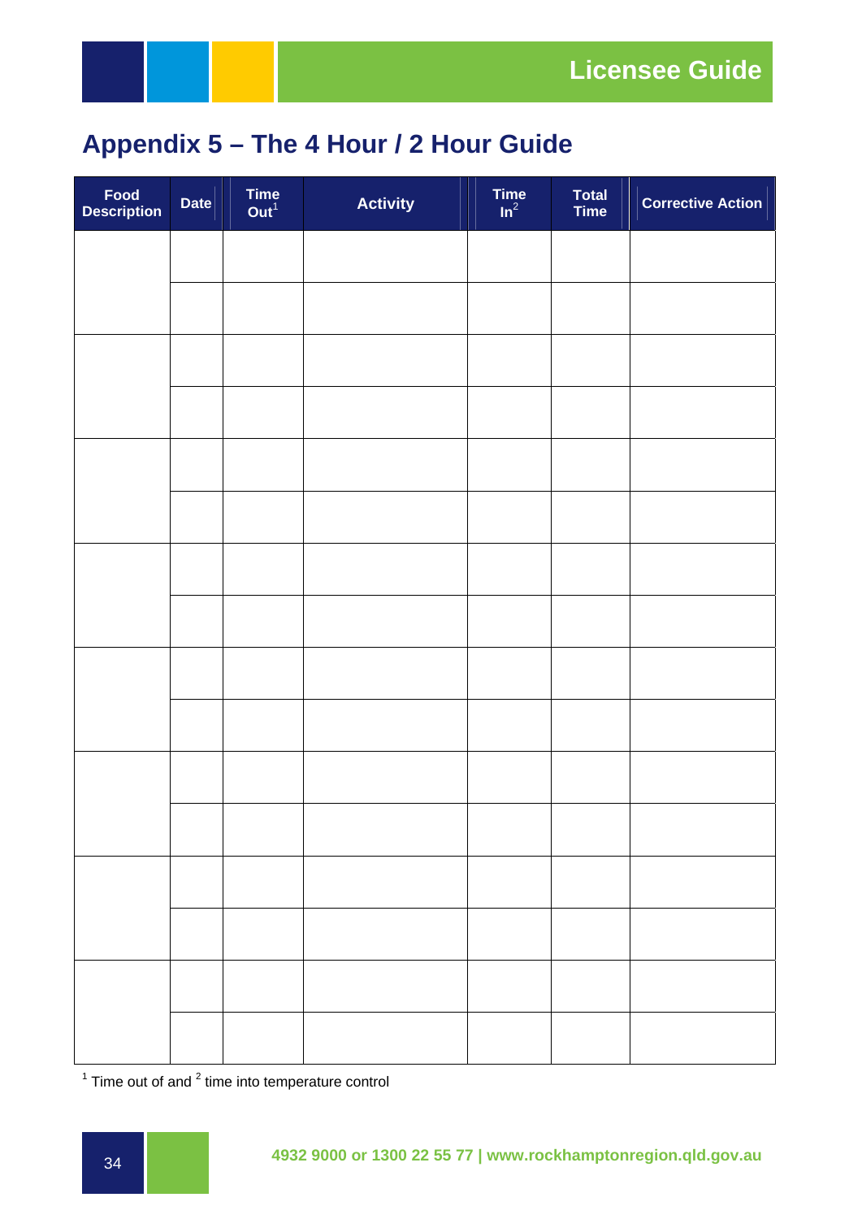## Appendix 5 – The 4 Hour / 2 Hour Guide

| Food Description | Date | Time Out[1] | Activity | Time In[2] | Total Time | Corrective Action |
|---|---|---|---|---|---|---|
| | | | | | | |
| | | | | | | |
| | | | | | | |
| | | | | | | |
| | | | | | | |
| | | | | | | |
| | | | | | | |
| | | | | | | |
| | | | | | | |
| | | | | | | |
| | | | | | | |
| | | | | | | |
| | | | | | | |
| | | | | | | |
| | | | | | | |
| | | | | | | |

[1] Time out of and [2] time into temperature control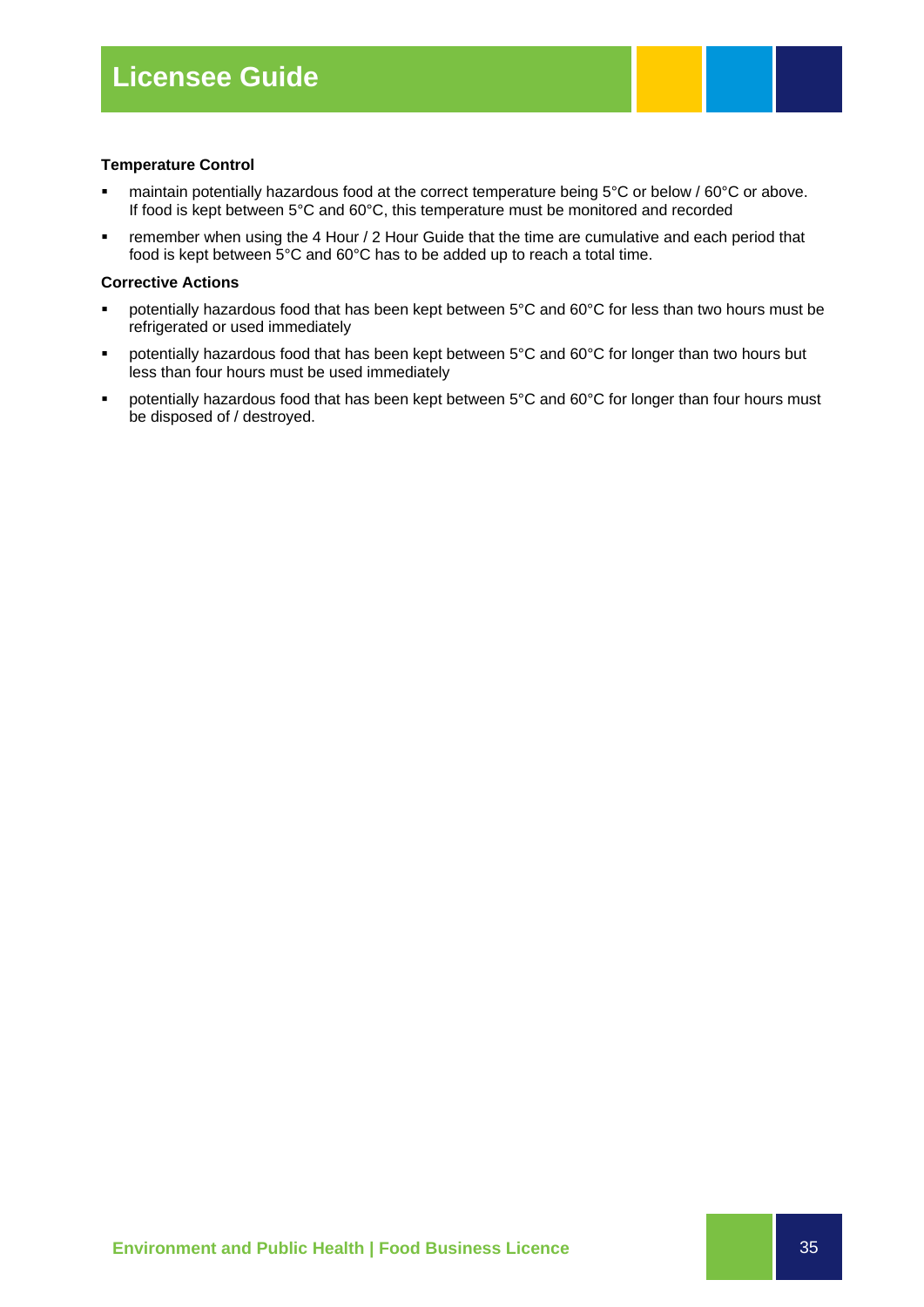**Temperature Control**

- maintain potentially hazardous food at the correct temperature being 5°C or below / 60°C or above. If food is kept between 5°C and 60°C, this temperature must be monitored and recorded
- remember when using the 4 Hour / 2 Hour Guide that the time are cumulative and each period that food is kept between 5°C and 60°C has to be added up to reach a total time.

**Corrective Actions**

- potentially hazardous food that has been kept between 5°C and 60°C for less than two hours must be refrigerated or used immediately
- potentially hazardous food that has been kept between 5°C and 60°C for longer than two hours but less than four hours must be used immediately
- potentially hazardous food that has been kept between 5°C and 60°C for longer than four hours must be disposed of / destroyed.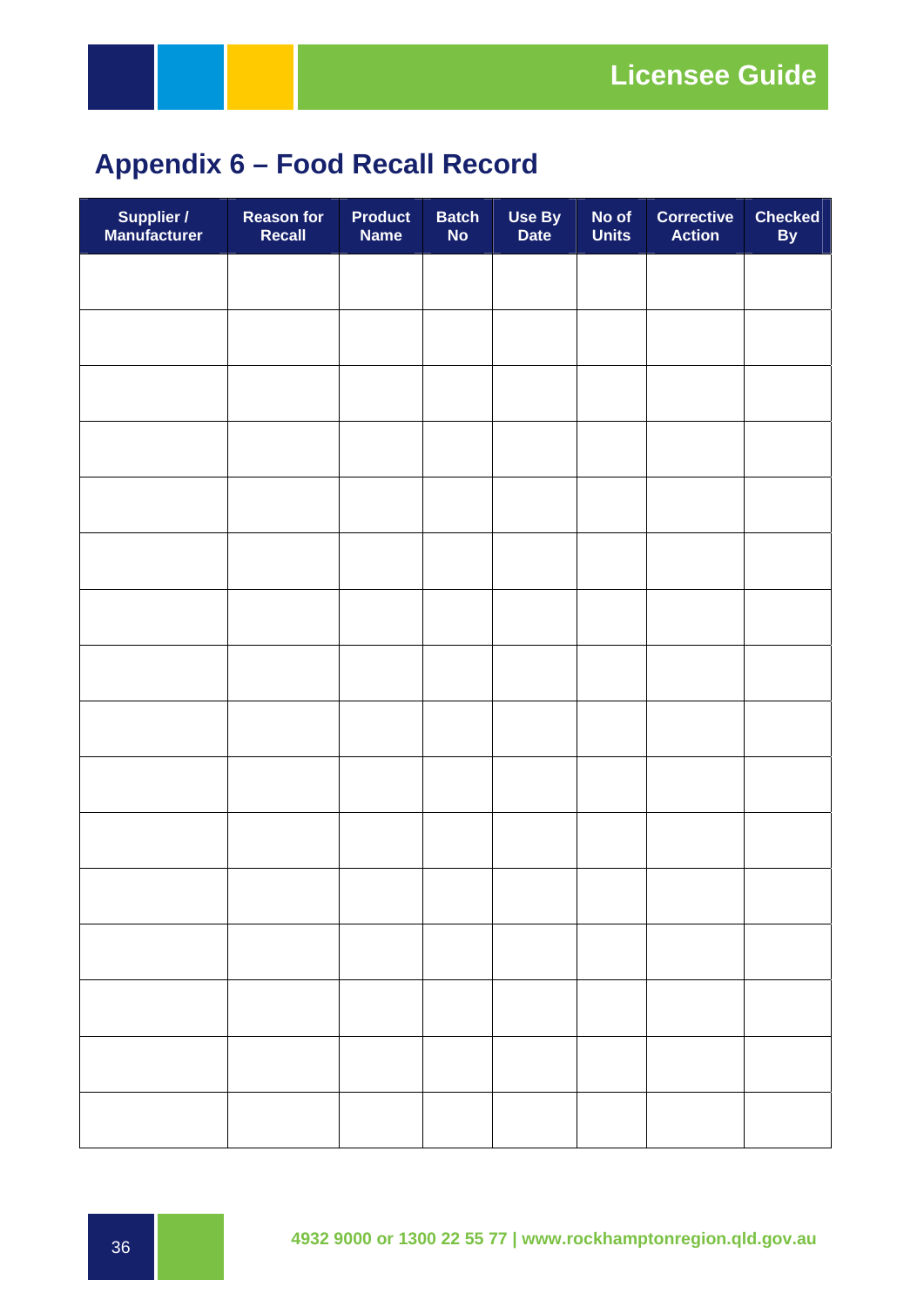# Appendix 6 – Food Recall Record

| Supplier / Manufacturer | Reason for Recall | Product Name | Batch No | Use By Date | No of Units | Corrective Action | Checked By |
|---|---|---|---|---|---|---|---|
| | | | | | | | |
| | | | | | | | |
| | | | | | | | |
| | | | | | | | |
| | | | | | | | |
| | | | | | | | |
| | | | | | | | |
| | | | | | | | |
| | | | | | | | |
| | | | | | | | |
| | | | | | | | |
| | | | | | | | |
| | | | | | | | |
| | | | | | | | |
| | | | | | | | |
| | | | | | | | |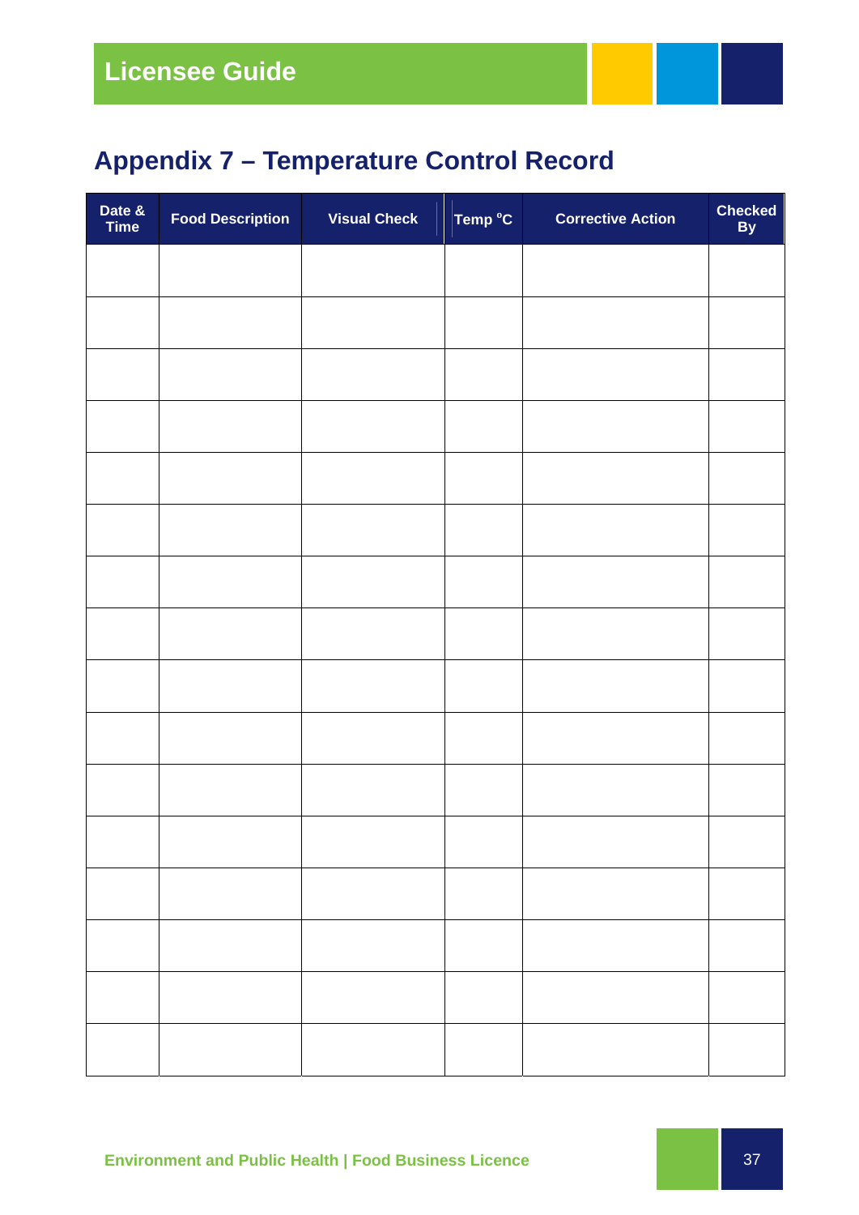## Appendix 7 – Temperature Control Record

| Date & Time | Food Description | Visual Check | Temp °C | Corrective Action | Checked By |
|---|---|---|---|---|---|
| | | | | | |
| | | | | | |
| | | | | | |
| | | | | | |
| | | | | | |
| | | | | | |
| | | | | | |
| | | | | | |
| | | | | | |
| | | | | | |
| | | | | | |
| | | | | | |
| | | | | | |
| | | | | | |
| | | | | | |
| | | | | | |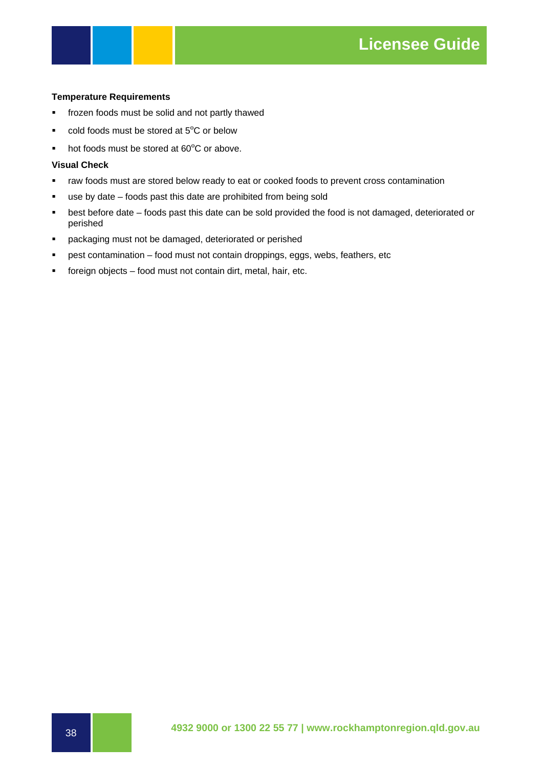**Temperature Requirements**

- frozen foods must be solid and not partly thawed
- cold foods must be stored at 5$^{o}$C or below
- hot foods must be stored at 60$^{o}$C or above.

**Visual Check**

- raw foods must are stored below ready to eat or cooked foods to prevent cross contamination
- use by date – foods past this date are prohibited from being sold
- best before date – foods past this date can be sold provided the food is not damaged, deteriorated or perished
- packaging must not be damaged, deteriorated or perished
- pest contamination – food must not contain droppings, eggs, webs, feathers, etc
- foreign objects – food must not contain dirt, metal, hair, etc.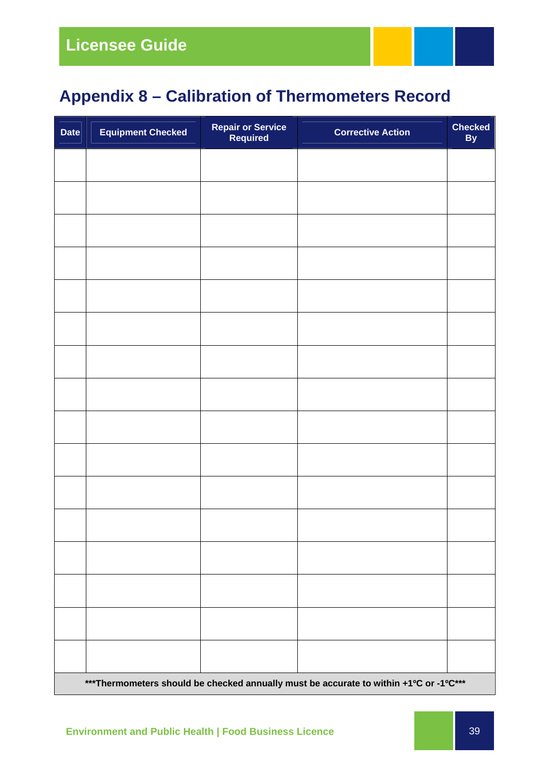## Appendix 8 – Calibration of Thermometers Record

| Date | Equipment Checked | Repair or Service Required | Corrective Action | Checked By |
|---|---|---|---|---|
| | | | | |
| | | | | |
| | | | | |
| | | | | |
| | | | | |
| | | | | |
| | | | | |
| | | | | |
| | | | | |
| | | | | |
| | | | | |
| | | | | |
| | | | | |
| | | | | |
| | | | | |
| | | | | |
| ***Thermometers should be checked annually must be accurate to within +1ºC or -1ºC*** | | | | |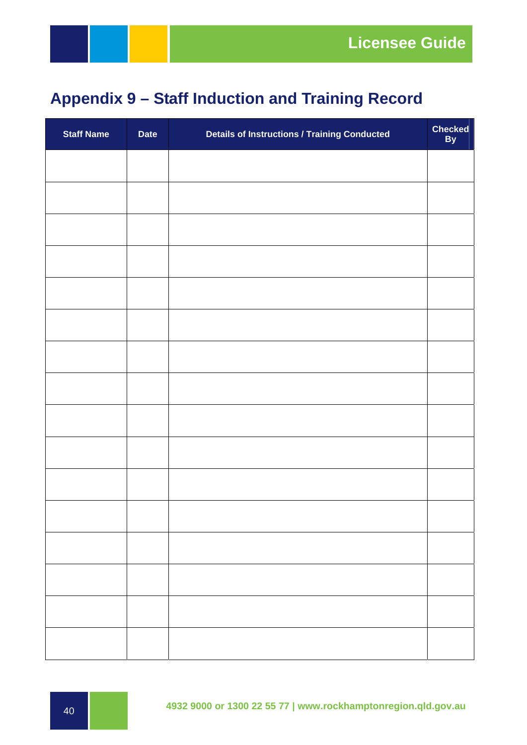## Appendix 9 – Staff Induction and Training Record

| Staff Name | Date | Details of Instructions / Training Conducted | Checked By |
|---|---|---|---|
| | | | |
| | | | |
| | | | |
| | | | |
| | | | |
| | | | |
| | | | |
| | | | |
| | | | |
| | | | |
| | | | |
| | | | |
| | | | |
| | | | |
| | | | |
| | | | |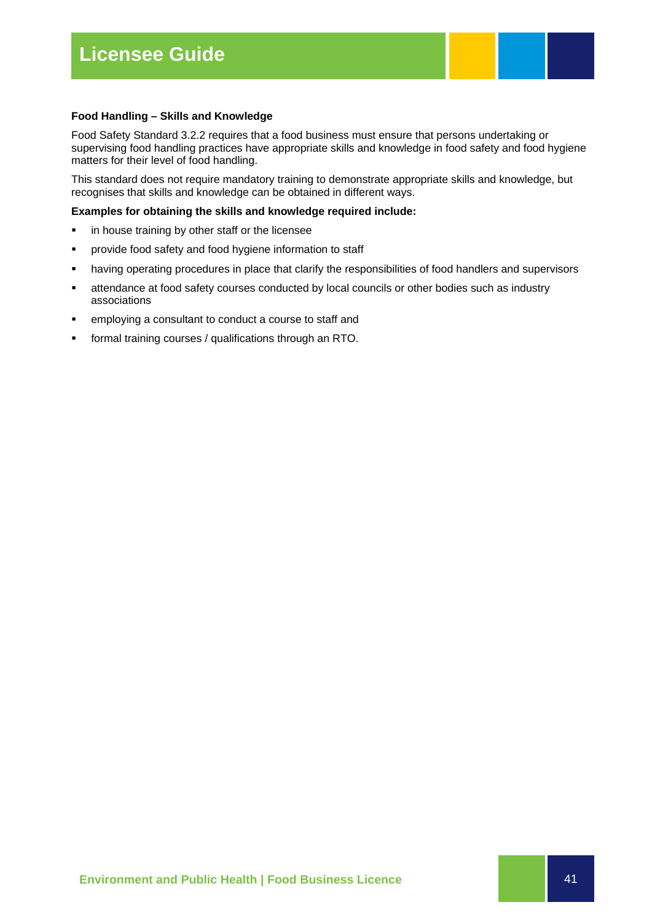### Food Handling – Skills and Knowledge

Food Safety Standard 3.2.2 requires that a food business must ensure that persons undertaking or supervising food handling practices have appropriate skills and knowledge in food safety and food hygiene matters for their level of food handling.

This standard does not require mandatory training to demonstrate appropriate skills and knowledge, but recognises that skills and knowledge can be obtained in different ways.

**Examples for obtaining the skills and knowledge required include:**

- in house training by other staff or the licensee
- provide food safety and food hygiene information to staff
- having operating procedures in place that clarify the responsibilities of food handlers and supervisors
- attendance at food safety courses conducted by local councils or other bodies such as industry associations
- employing a consultant to conduct a course to staff and
- formal training courses / qualifications through an RTO.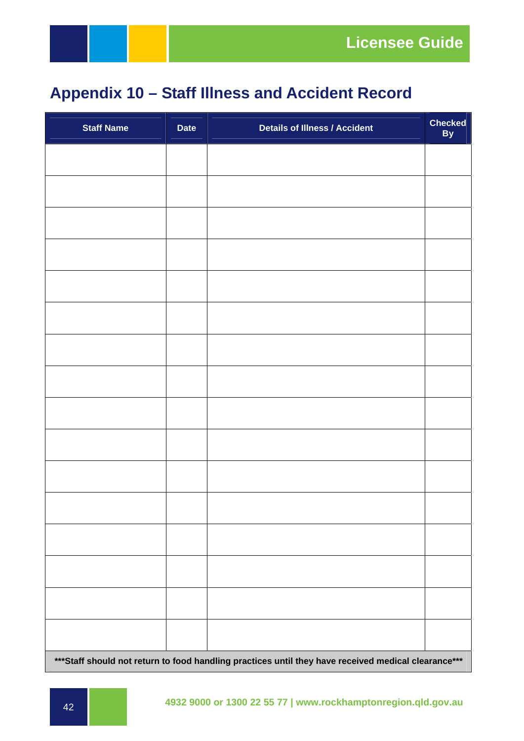# Appendix 10 – Staff Illness and Accident Record

| Staff Name | Date | Details of Illness / Accident | Checked By |
|---|---|---|---|
| | | | |
| | | | |
| | | | |
| | | | |
| | | | |
| | | | |
| | | | |
| | | | |
| | | | |
| | | | |
| | | | |
| | | | |
| | | | |
| | | | |
| | | | |
| | | | |

**\*\*\*Staff should not return to food handling practices until they have received medical clearance\*\*\***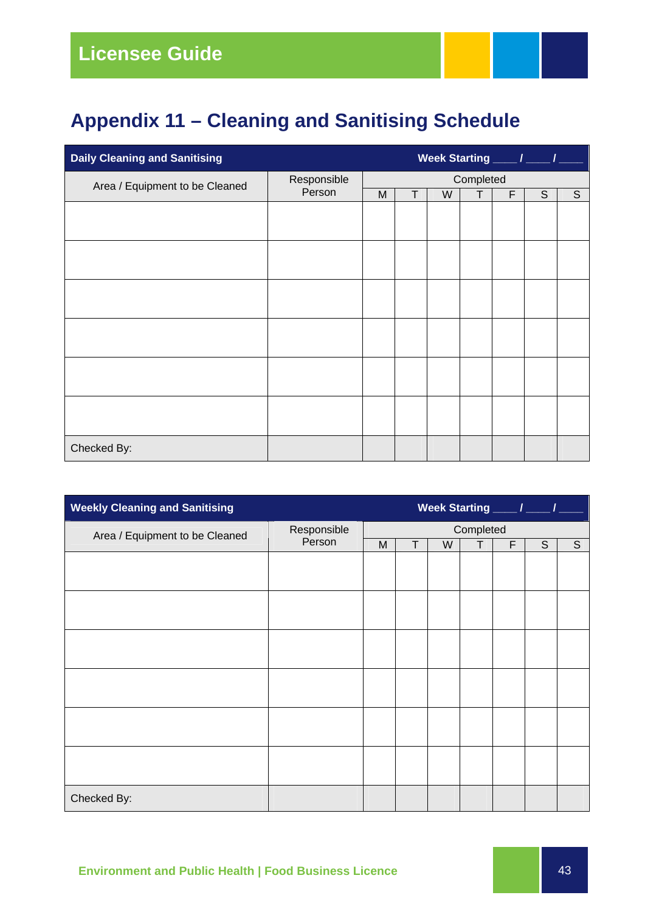## Appendix 11 – Cleaning and Sanitising Schedule

| Daily Cleaning and Sanitising | | Week Starting ____ / ____ / ____ | | | | | | |
|---|---|---|---|---|---|---|---|---|
| Area / Equipment to be Cleaned | Responsible Person | Completed | | | | | | |
| | | M | T | W | T | F | S | S |
| | | | | | | | | |
| | | | | | | | | |
| | | | | | | | | |
| | | | | | | | | |
| | | | | | | | | |
| | | | | | | | | |
| Checked By: | | | | | | | | |

| Weekly Cleaning and Sanitising | | Week Starting ____ / ____ / ____ | | | | | | |
|---|---|---|---|---|---|---|---|---|
| Area / Equipment to be Cleaned | Responsible Person | Completed | | | | | | |
| | | M | T | W | T | F | S | S |
| | | | | | | | | |
| | | | | | | | | |
| | | | | | | | | |
| | | | | | | | | |
| | | | | | | | | |
| | | | | | | | | |
| Checked By: | | | | | | | | |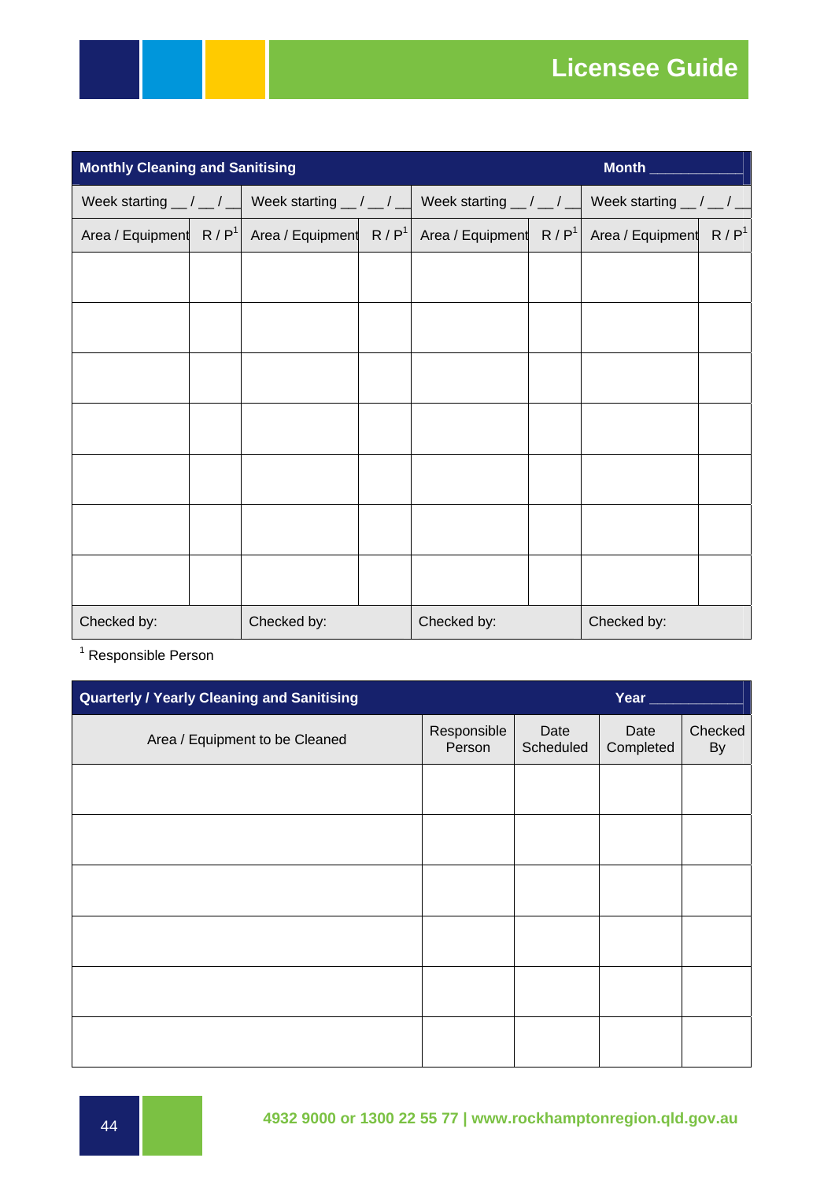| Monthly Cleaning and Sanitising | | | | | | Month ___________ | |
|---|---|---|---|---|---|---|---|
| Week starting __ / __ / __ | | Week starting __ / __ / __ | | Week starting __ / __ / __ | | Week starting __ / __ / __ | |
| Area / Equipment | R / P[1] | Area / Equipment | R / P[1] | Area / Equipment | R / P[1] | Area / Equipment | R / P[1] |
| | | | | | | | |
| | | | | | | | |
| | | | | | | | |
| | | | | | | | |
| | | | | | | | |
| | | | | | | | |
| | | | | | | | |
| Checked by: | | Checked by: | | Checked by: | | Checked by: | |

[1] Responsible Person

| Quarterly / Yearly Cleaning and Sanitising | | | Year ___________ | |
|---|---|---|---|---|
| Area / Equipment to be Cleaned | Responsible Person | Date Scheduled | Date Completed | Checked By |
| | | | | |
| | | | | |
| | | | | |
| | | | | |
| | | | | |
| | | | | |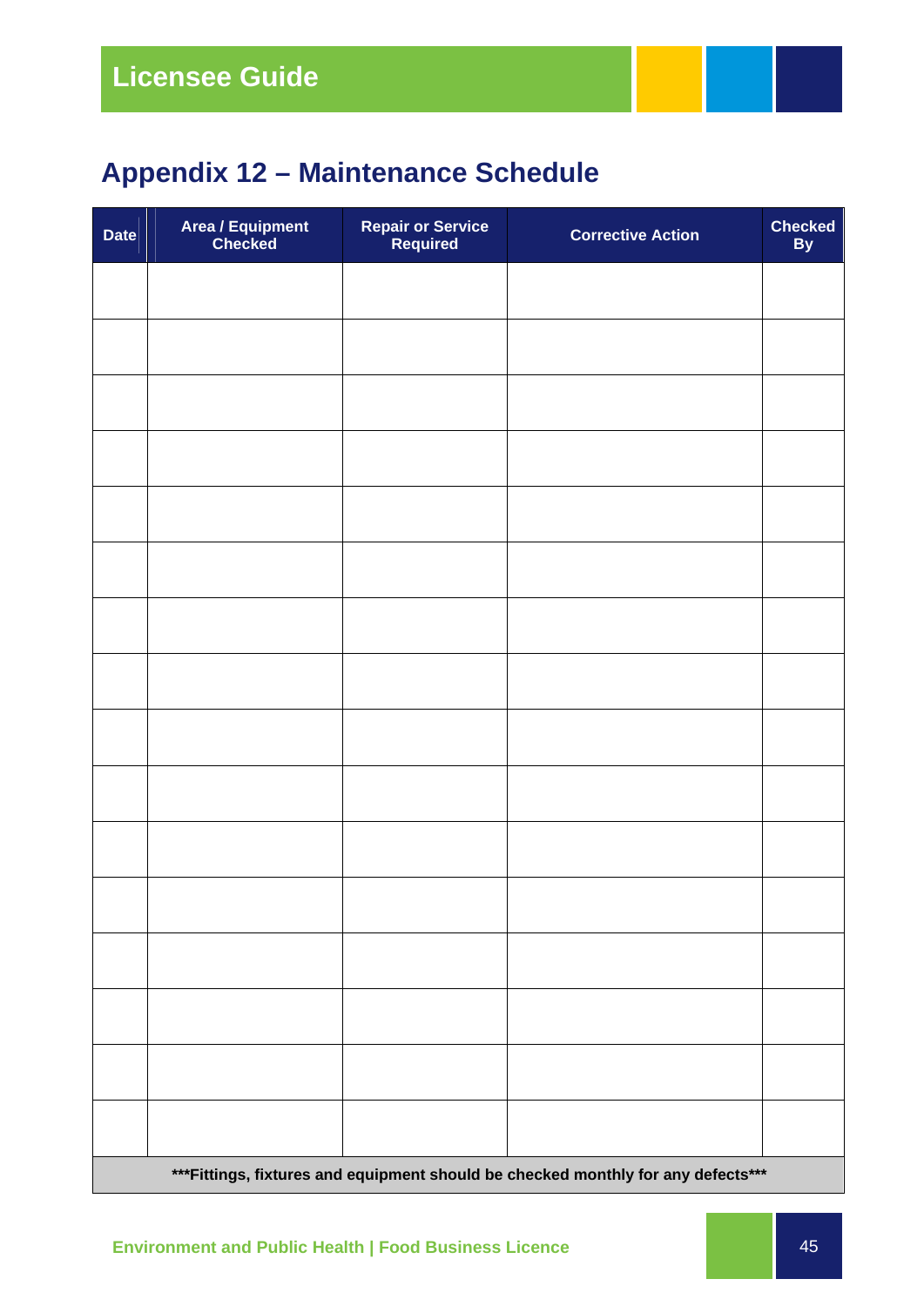## Appendix 12 – Maintenance Schedule

| Date | Area / Equipment Checked | Repair or Service Required | Corrective Action | Checked By |
| --- | --- | --- | --- | --- |
| | | | | |
| | | | | |
| | | | | |
| | | | | |
| | | | | |
| | | | | |
| | | | | |
| | | | | |
| | | | | |
| | | | | |
| | | | | |
| | | | | |
| | | | | |
| | | | | |
| | | | | |
| | | | | |

**\*\*\*Fittings, fixtures and equipment should be checked monthly for any defects\*\*\***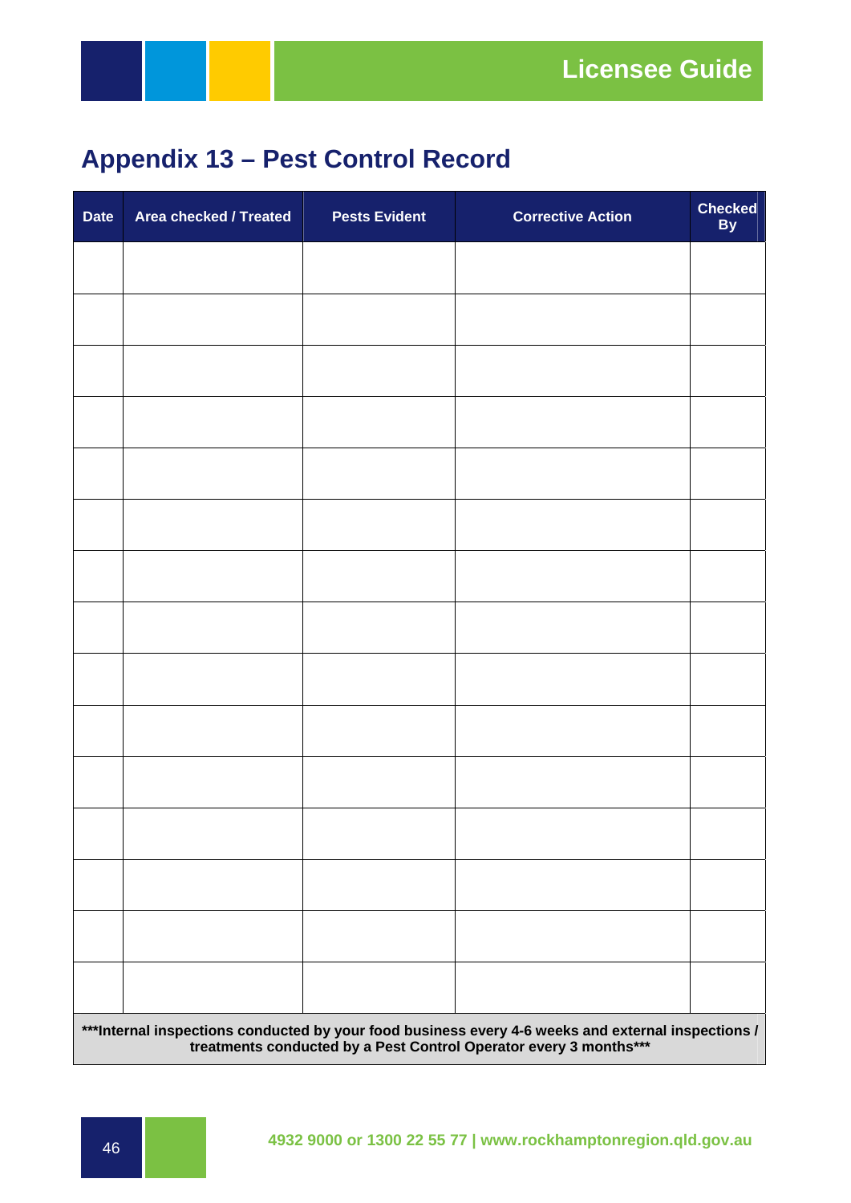## Appendix 13 – Pest Control Record

| Date | Area checked / Treated | Pests Evident | Corrective Action | Checked By |
|---|---|---|---|---|
| | | | | |
| | | | | |
| | | | | |
| | | | | |
| | | | | |
| | | | | |
| | | | | |
| | | | | |
| | | | | |
| | | | | |
| | | | | |
| | | | | |
| | | | | |
| | | | | |
| | | | | |

**\*\*\*Internal inspections conducted by your food business every 4-6 weeks and external inspections / treatments conducted by a Pest Control Operator every 3 months\*\*\***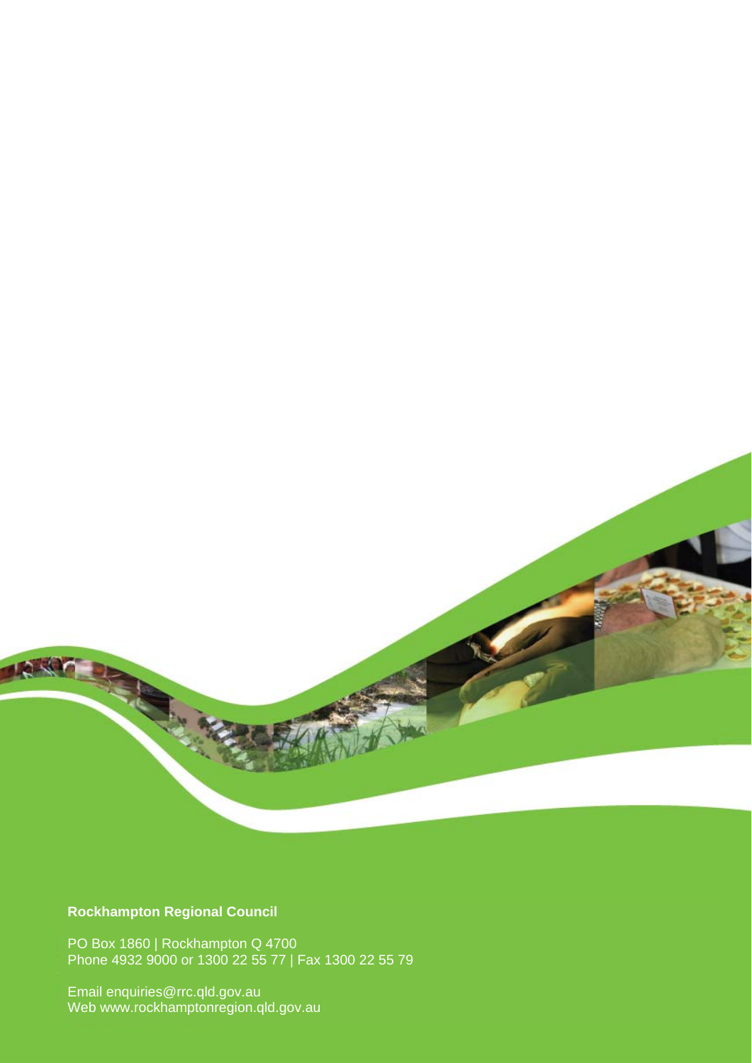**Rockhampton Regional Council**

PO Box 1860 | Rockhampton Q 4700
Phone 4932 9000 or 1300 22 55 77 | Fax 1300 22 55 79

Email enquiries@rrc.qld.gov.au
Web www.rockhamptonregion.qld.gov.au